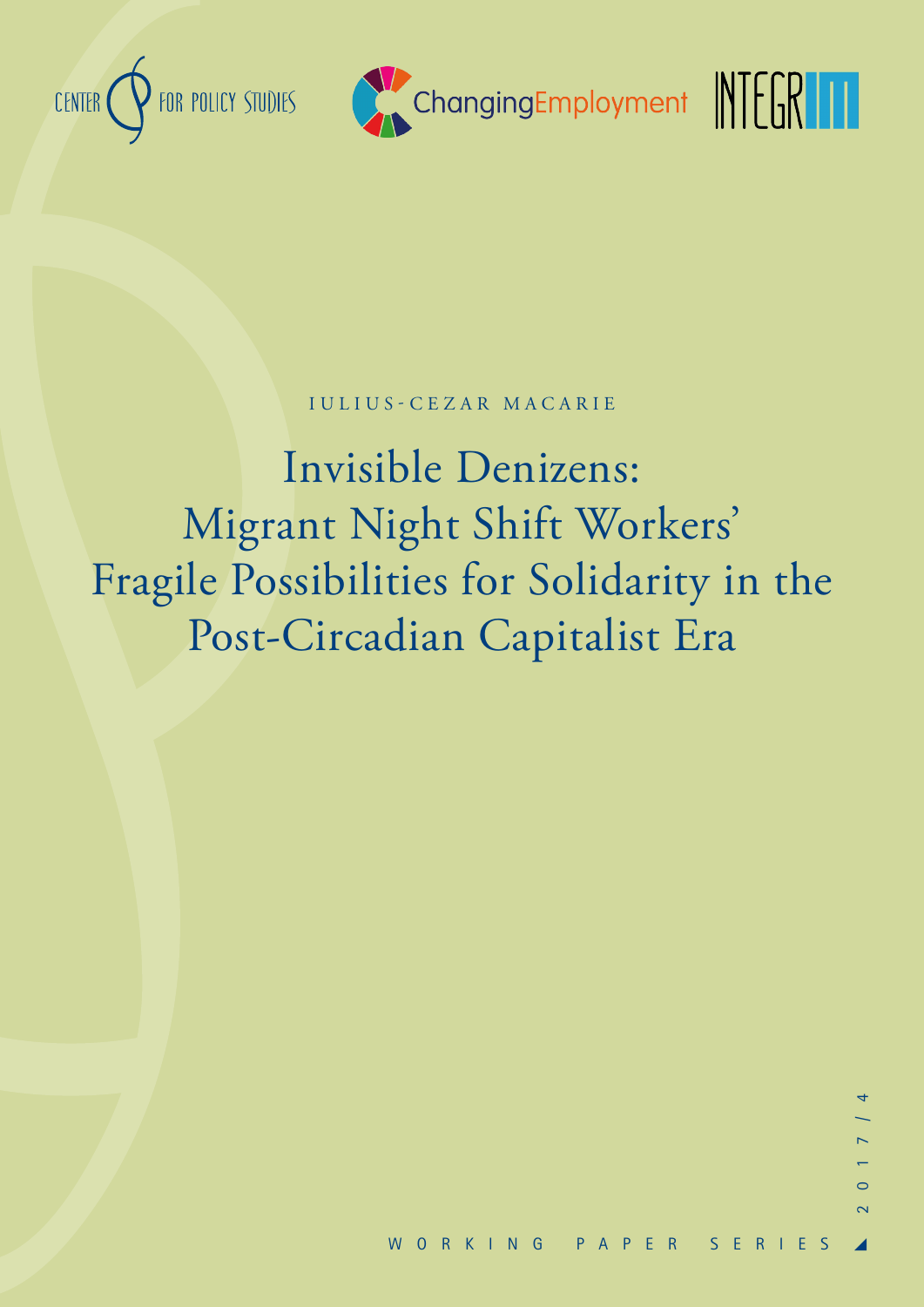CENTER FOR POLICY STUDIES

ChangingEmployment

INTEGRIM

IULIUS-CEZAR MACARIE

# Invisible Denizens: Migrant Night Shift Workers' Fragile Possibilities for Solidarity in the Post-Circadian Capitalist Era

2017/4

WORKING PAPER SERIES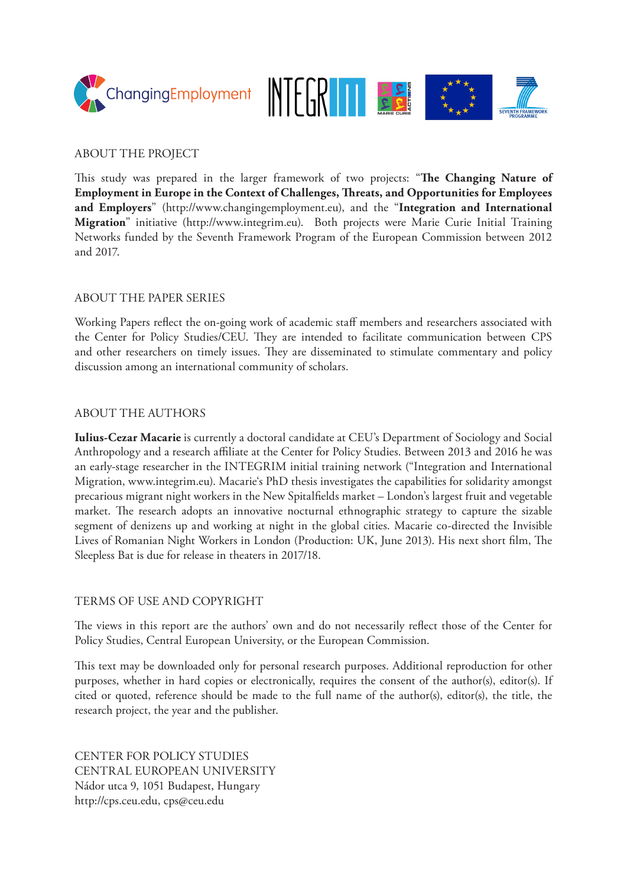## ABOUT THE PROJECT

This study was prepared in the larger framework of two projects: "**The Changing Nature of Employment in Europe in the Context of Challenges, Threats, and Opportunities for Employees and Employers**" (http://www.changingemployment.eu), and the "**Integration and International Migration**" initiative (http://www.integrim.eu). Both projects were Marie Curie Initial Training Networks funded by the Seventh Framework Program of the European Commission between 2012 and 2017.

## ABOUT THE PAPER SERIES

Working Papers reflect the on-going work of academic staff members and researchers associated with the Center for Policy Studies/CEU. They are intended to facilitate communication between CPS and other researchers on timely issues. They are disseminated to stimulate commentary and policy discussion among an international community of scholars.

## ABOUT THE AUTHORS

**Iulius-Cezar Macarie** is currently a doctoral candidate at CEU's Department of Sociology and Social Anthropology and a research affiliate at the Center for Policy Studies. Between 2013 and 2016 he was an early-stage researcher in the INTEGRIM initial training network ("Integration and International Migration, www.integrim.eu). Macarie's PhD thesis investigates the capabilities for solidarity amongst precarious migrant night workers in the New Spitalfields market – London's largest fruit and vegetable market. The research adopts an innovative nocturnal ethnographic strategy to capture the sizable segment of denizens up and working at night in the global cities. Macarie co-directed the Invisible Lives of Romanian Night Workers in London (Production: UK, June 2013). His next short film, The Sleepless Bat is due for release in theaters in 2017/18.

## TERMS OF USE AND COPYRIGHT

The views in this report are the authors' own and do not necessarily reflect those of the Center for Policy Studies, Central European University, or the European Commission.

This text may be downloaded only for personal research purposes. Additional reproduction for other purposes, whether in hard copies or electronically, requires the consent of the author(s), editor(s). If cited or quoted, reference should be made to the full name of the author(s), editor(s), the title, the research project, the year and the publisher.

CENTER FOR POLICY STUDIES
CENTRAL EUROPEAN UNIVERSITY
Nádor utca 9, 1051 Budapest, Hungary
http://cps.ceu.edu, cps@ceu.edu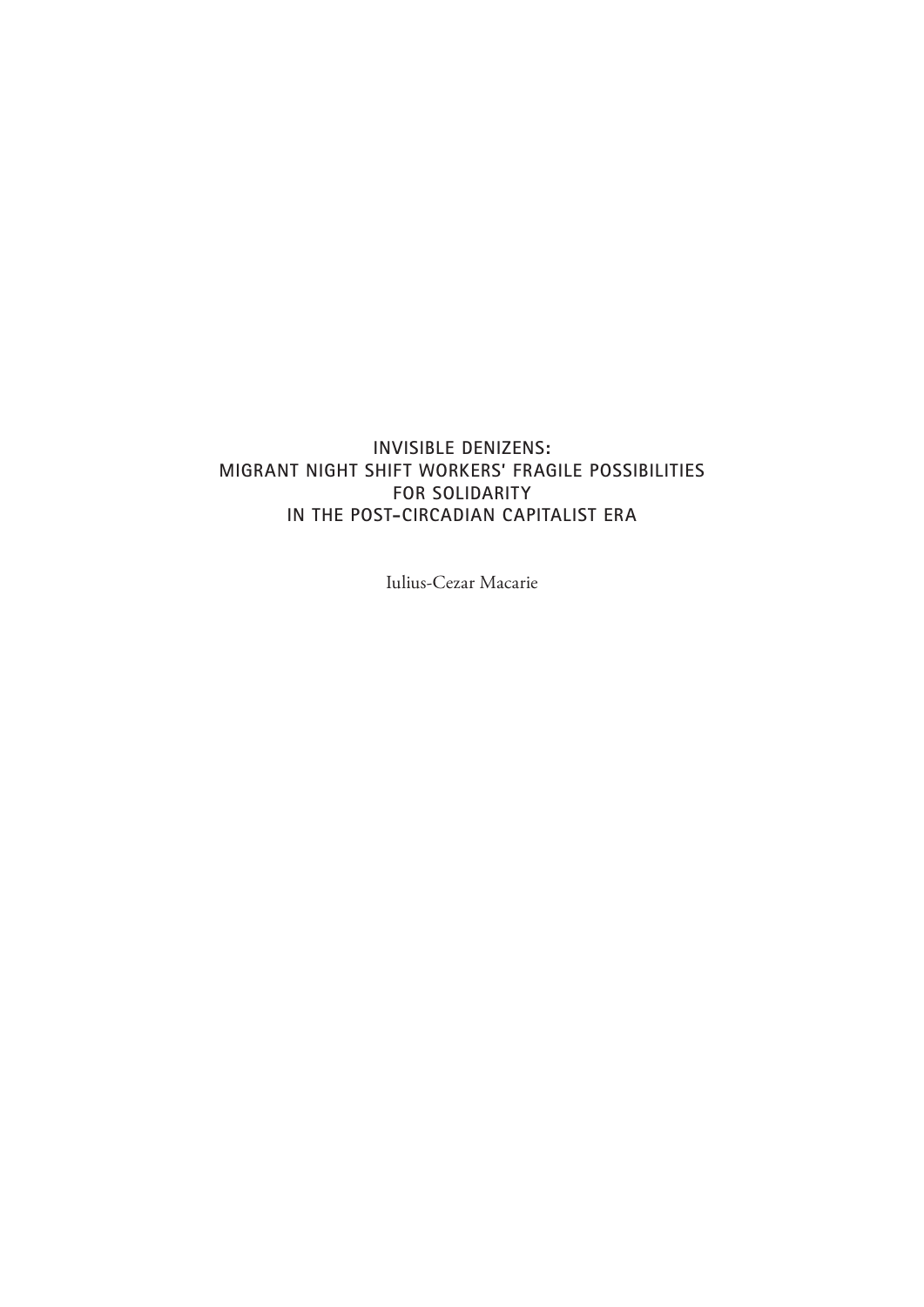# INVISIBLE DENIZENS: MIGRANT NIGHT SHIFT WORKERS' FRAGILE POSSIBILITIES FOR SOLIDARITY IN THE POST-CIRCADIAN CAPITALIST ERA

Iulius-Cezar Macarie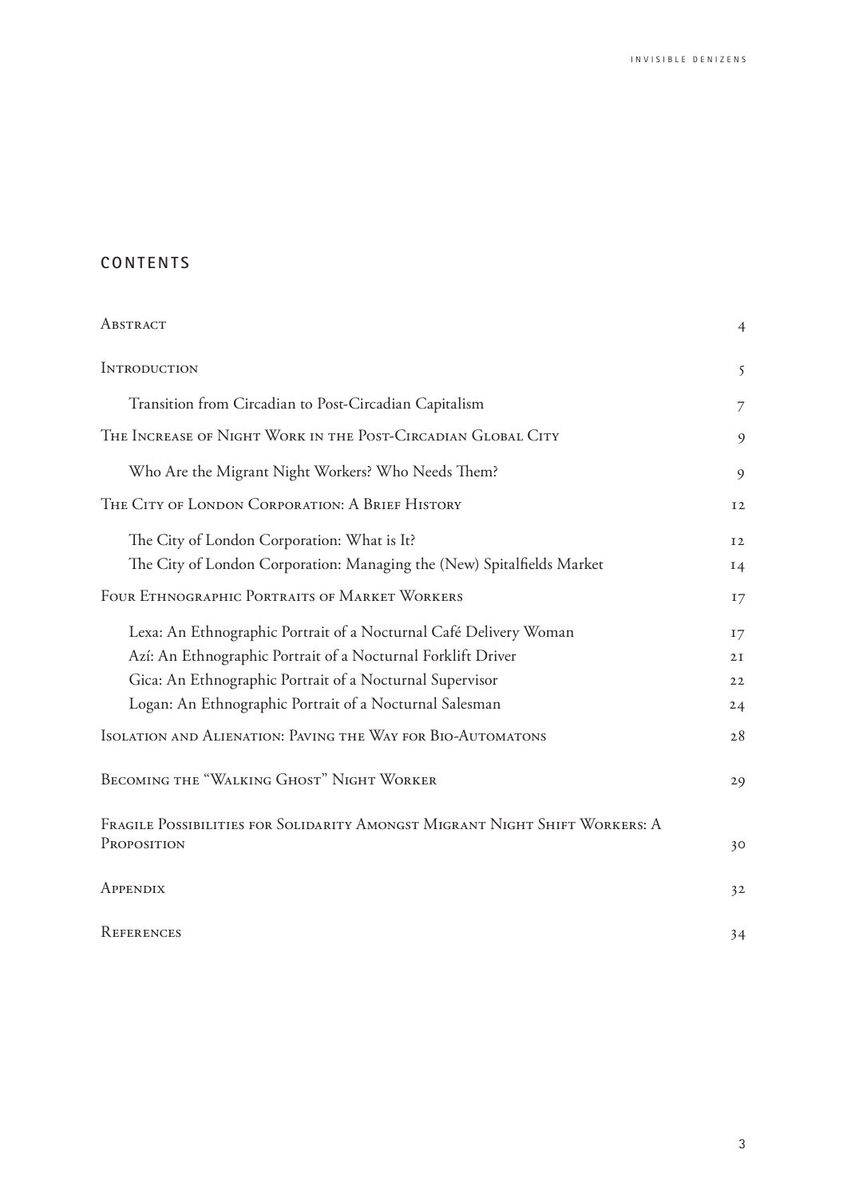## CONTENTS

| | |
|---|---|
| Abstract | 4 |
| Introduction | 5 |
| Transition from Circadian to Post-Circadian Capitalism | 7 |
| The Increase of Night Work in the Post-Circadian Global City | 9 |
| Who Are the Migrant Night Workers? Who Needs Them? | 9 |
| The City of London Corporation: A Brief History | 12 |
| The City of London Corporation: What is It? | 12 |
| The City of London Corporation: Managing the (New) Spitalfields Market | 14 |
| Four Ethnographic Portraits of Market Workers | 17 |
| Lexa: An Ethnographic Portrait of a Nocturnal Café Delivery Woman | 17 |
| Azí: An Ethnographic Portrait of a Nocturnal Forklift Driver | 21 |
| Gica: An Ethnographic Portrait of a Nocturnal Supervisor | 22 |
| Logan: An Ethnographic Portrait of a Nocturnal Salesman | 24 |
| Isolation and Alienation: Paving the Way for Bio-Automatons | 28 |
| Becoming the "Walking Ghost" Night Worker | 29 |
| Fragile Possibilities for Solidarity Amongst Migrant Night Shift Workers: A Proposition | 30 |
| Appendix | 32 |
| References | 34 |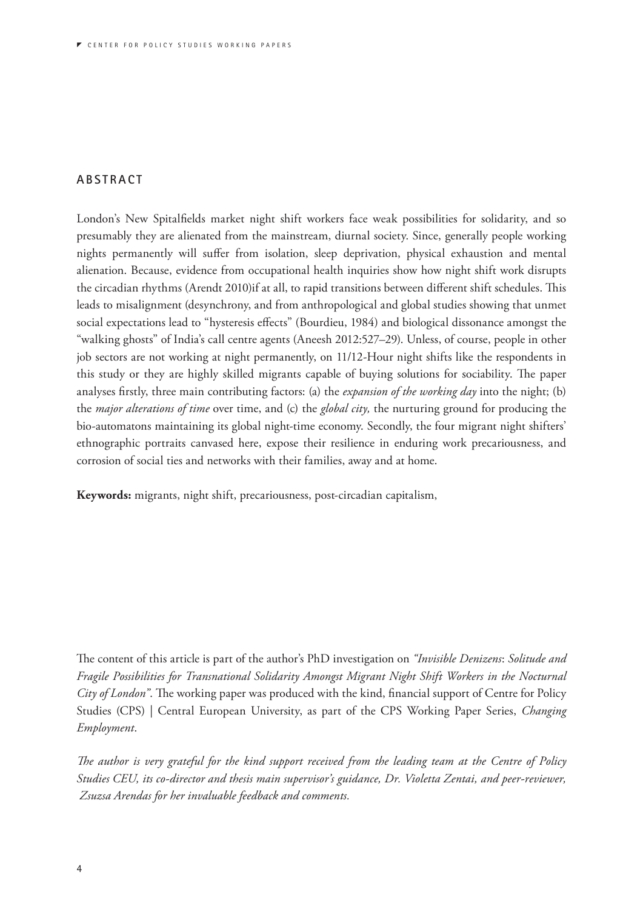## ABSTRACT

London's New Spitalfields market night shift workers face weak possibilities for solidarity, and so presumably they are alienated from the mainstream, diurnal society. Since, generally people working nights permanently will suffer from isolation, sleep deprivation, physical exhaustion and mental alienation. Because, evidence from occupational health inquiries show how night shift work disrupts the circadian rhythms (Arendt 2010)if at all, to rapid transitions between different shift schedules. This leads to misalignment (desynchrony, and from anthropological and global studies showing that unmet social expectations lead to "hysteresis effects" (Bourdieu, 1984) and biological dissonance amongst the "walking ghosts" of India's call centre agents (Aneesh 2012:527–29). Unless, of course, people in other job sectors are not working at night permanently, on 11/12-Hour night shifts like the respondents in this study or they are highly skilled migrants capable of buying solutions for sociability. The paper analyses firstly, three main contributing factors: (a) the *expansion of the working day* into the night; (b) the *major alterations of time* over time, and (c) the *global city,* the nurturing ground for producing the bio-automatons maintaining its global night-time economy. Secondly, the four migrant night shifters' ethnographic portraits canvased here, expose their resilience in enduring work precariousness, and corrosion of social ties and networks with their families, away and at home.

**Keywords:** migrants, night shift, precariousness, post-circadian capitalism,

The content of this article is part of the author's PhD investigation on *"Invisible Denizens*: *Solitude and Fragile Possibilities for Transnational Solidarity Amongst Migrant Night Shift Workers in the Nocturnal City of London"*. The working paper was produced with the kind, financial support of Centre for Policy Studies (CPS) | Central European University, as part of the CPS Working Paper Series, *Changing Employment*.

*The author is very grateful for the kind support received from the leading team at the Centre of Policy Studies CEU, its co-director and thesis main supervisor's guidance, Dr. Violetta Zentai, and peer-reviewer, Zsuzsa Arendas for her invaluable feedback and comments.*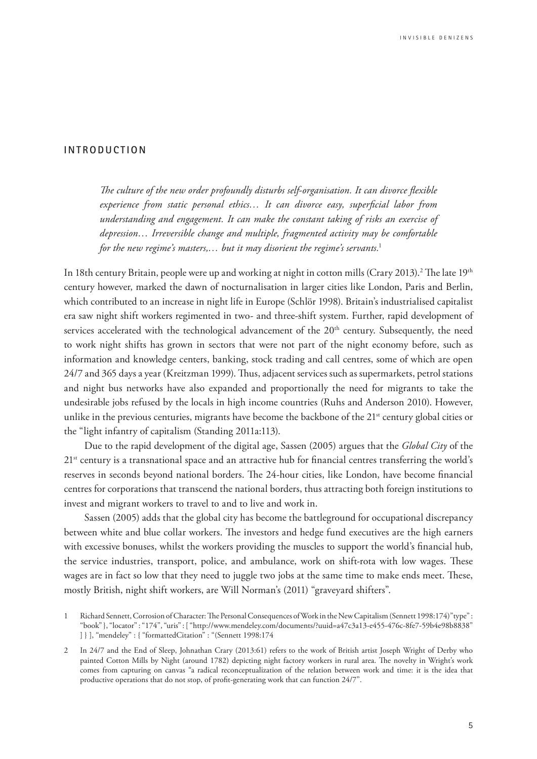## INTRODUCTION

> *The culture of the new order profoundly disturbs self-organisation. It can divorce flexible experience from static personal ethics… It can divorce easy, superficial labor from understanding and engagement. It can make the constant taking of risks an exercise of depression… Irreversible change and multiple, fragmented activity may be comfortable for the new regime's masters,… but it may disorient the regime's servants.*[1]

In 18th century Britain, people were up and working at night in cotton mills (Crary 2013).[2] The late 19th century however, marked the dawn of nocturnalisation in larger cities like London, Paris and Berlin, which contributed to an increase in night life in Europe (Schlör 1998). Britain's industrialised capitalist era saw night shift workers regimented in two- and three-shift system. Further, rapid development of services accelerated with the technological advancement of the 20th century. Subsequently, the need to work night shifts has grown in sectors that were not part of the night economy before, such as information and knowledge centers, banking, stock trading and call centres, some of which are open 24/7 and 365 days a year (Kreitzman 1999). Thus, adjacent services such as supermarkets, petrol stations and night bus networks have also expanded and proportionally the need for migrants to take the undesirable jobs refused by the locals in high income countries (Ruhs and Anderson 2010). However, unlike in the previous centuries, migrants have become the backbone of the 21st century global cities or the "light infantry of capitalism (Standing 2011a:113).

Due to the rapid development of the digital age, Sassen (2005) argues that the *Global City* of the 21st century is a transnational space and an attractive hub for financial centres transferring the world's reserves in seconds beyond national borders. The 24-hour cities, like London, have become financial centres for corporations that transcend the national borders, thus attracting both foreign institutions to invest and migrant workers to travel to and to live and work in.

Sassen (2005) adds that the global city has become the battleground for occupational discrepancy between white and blue collar workers. The investors and hedge fund executives are the high earners with excessive bonuses, whilst the workers providing the muscles to support the world's financial hub, the service industries, transport, police, and ambulance, work on shift-rota with low wages. These wages are in fact so low that they need to juggle two jobs at the same time to make ends meet. These, mostly British, night shift workers, are Will Norman's (2011) "graveyard shifters".

1 Richard Sennett, Corrosion of Character: The Personal Consequences of Work in the New Capitalism (Sennett 1998:174)"type" : "book" }, "locator" : "174", "uris" : [ "http://www.mendeley.com/documents/?uuid=a47c3a13-e455-476c-8fe7-59b4e98b8838" ] } ], "mendeley" : { "formattedCitation" : "(Sennett 1998:174

2 In 24/7 and the End of Sleep, Johnathan Crary (2013:61) refers to the work of British artist Joseph Wright of Derby who painted Cotton Mills by Night (around 1782) depicting night factory workers in rural area. The novelty in Wright's work comes from capturing on canvas "a radical reconceptualization of the relation between work and time: it is the idea that productive operations that do not stop, of profit-generating work that can function 24/7".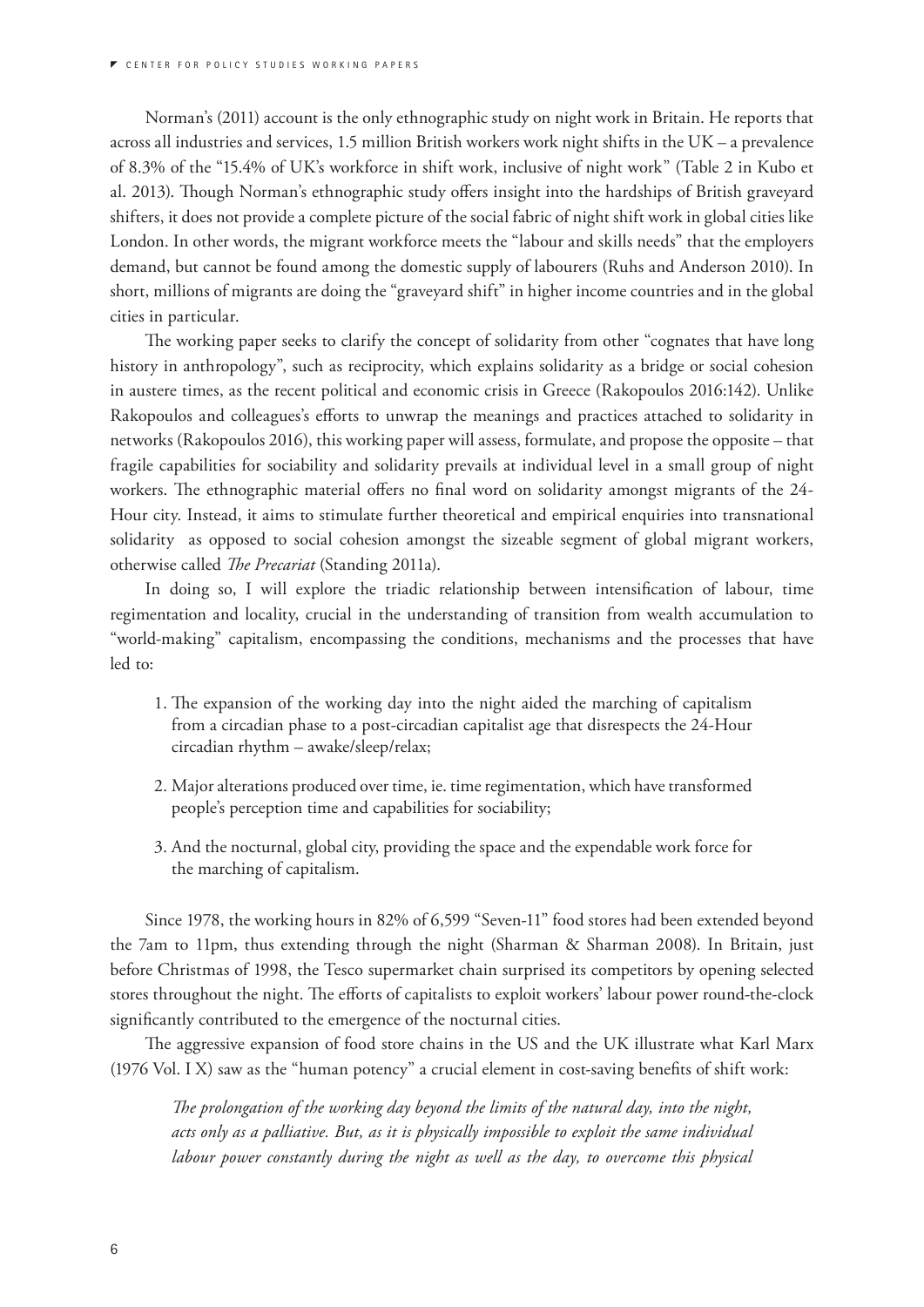Norman's (2011) account is the only ethnographic study on night work in Britain. He reports that across all industries and services, 1.5 million British workers work night shifts in the UK – a prevalence of 8.3% of the "15.4% of UK's workforce in shift work, inclusive of night work" (Table 2 in Kubo et al. 2013). Though Norman's ethnographic study offers insight into the hardships of British graveyard shifters, it does not provide a complete picture of the social fabric of night shift work in global cities like London. In other words, the migrant workforce meets the "labour and skills needs" that the employers demand, but cannot be found among the domestic supply of labourers (Ruhs and Anderson 2010). In short, millions of migrants are doing the "graveyard shift" in higher income countries and in the global cities in particular.

The working paper seeks to clarify the concept of solidarity from other "cognates that have long history in anthropology", such as reciprocity, which explains solidarity as a bridge or social cohesion in austere times, as the recent political and economic crisis in Greece (Rakopoulos 2016:142). Unlike Rakopoulos and colleagues's efforts to unwrap the meanings and practices attached to solidarity in networks (Rakopoulos 2016), this working paper will assess, formulate, and propose the opposite – that fragile capabilities for sociability and solidarity prevails at individual level in a small group of night workers. The ethnographic material offers no final word on solidarity amongst migrants of the 24-Hour city. Instead, it aims to stimulate further theoretical and empirical enquiries into transnational solidarity as opposed to social cohesion amongst the sizeable segment of global migrant workers, otherwise called *The Precariat* (Standing 2011a).

In doing so, I will explore the triadic relationship between intensification of labour, time regimentation and locality, crucial in the understanding of transition from wealth accumulation to "world-making" capitalism, encompassing the conditions, mechanisms and the processes that have led to:

1. The expansion of the working day into the night aided the marching of capitalism from a circadian phase to a post-circadian capitalist age that disrespects the 24-Hour circadian rhythm – awake/sleep/relax;
2. Major alterations produced over time, ie. time regimentation, which have transformed people's perception time and capabilities for sociability;
3. And the nocturnal, global city, providing the space and the expendable work force for the marching of capitalism.

Since 1978, the working hours in 82% of 6,599 "Seven-11" food stores had been extended beyond the 7am to 11pm, thus extending through the night (Sharman & Sharman 2008). In Britain, just before Christmas of 1998, the Tesco supermarket chain surprised its competitors by opening selected stores throughout the night. The efforts of capitalists to exploit workers' labour power round-the-clock significantly contributed to the emergence of the nocturnal cities.

The aggressive expansion of food store chains in the US and the UK illustrate what Karl Marx (1976 Vol. I X) saw as the "human potency" a crucial element in cost-saving benefits of shift work:

> *The prolongation of the working day beyond the limits of the natural day, into the night, acts only as a palliative. But, as it is physically impossible to exploit the same individual labour power constantly during the night as well as the day, to overcome this physical*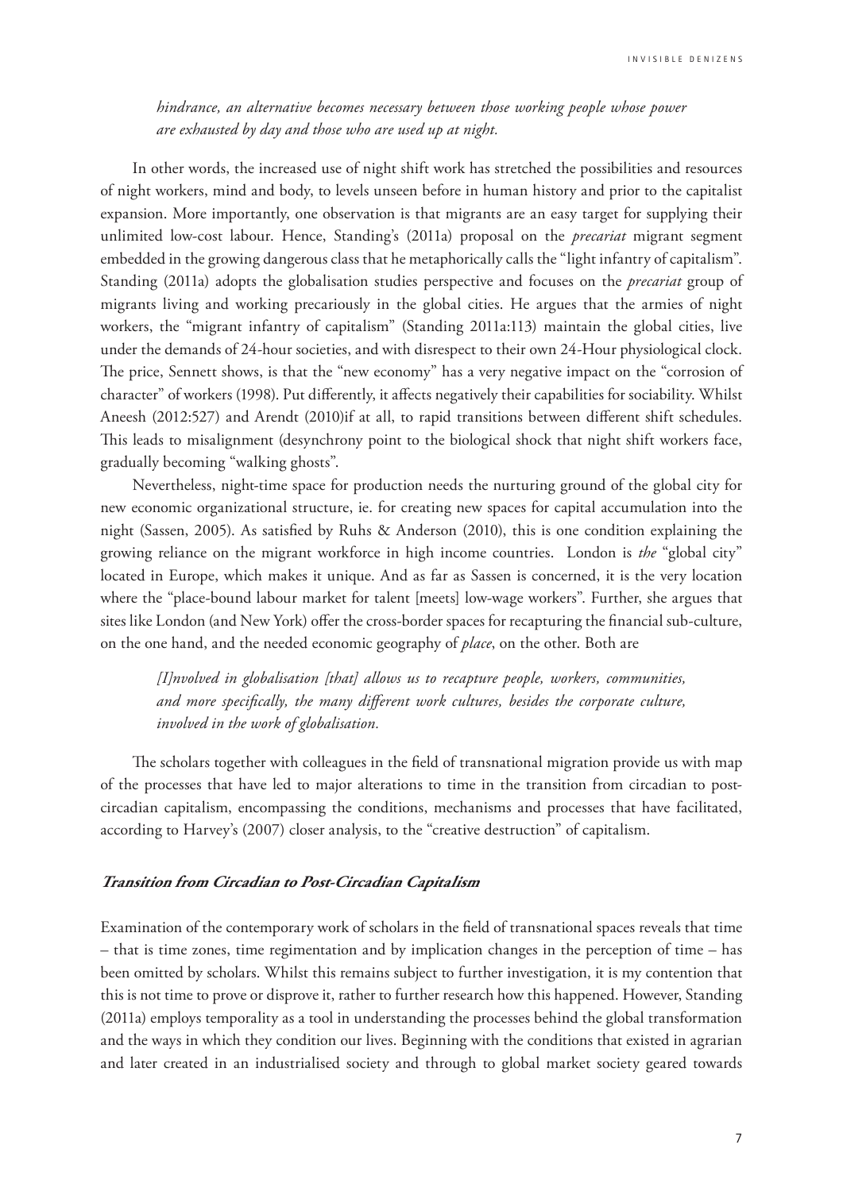*hindrance, an alternative becomes necessary between those working people whose power are exhausted by day and those who are used up at night.*

In other words, the increased use of night shift work has stretched the possibilities and resources of night workers, mind and body, to levels unseen before in human history and prior to the capitalist expansion. More importantly, one observation is that migrants are an easy target for supplying their unlimited low-cost labour. Hence, Standing's (2011a) proposal on the *precariat* migrant segment embedded in the growing dangerous class that he metaphorically calls the "light infantry of capitalism". Standing (2011a) adopts the globalisation studies perspective and focuses on the *precariat* group of migrants living and working precariously in the global cities. He argues that the armies of night workers, the "migrant infantry of capitalism" (Standing 2011a:113) maintain the global cities, live under the demands of 24-hour societies, and with disrespect to their own 24-Hour physiological clock. The price, Sennett shows, is that the "new economy" has a very negative impact on the "corrosion of character" of workers (1998). Put differently, it affects negatively their capabilities for sociability. Whilst Aneesh (2012:527) and Arendt (2010)if at all, to rapid transitions between different shift schedules. This leads to misalignment (desynchrony point to the biological shock that night shift workers face, gradually becoming "walking ghosts".

Nevertheless, night-time space for production needs the nurturing ground of the global city for new economic organizational structure, ie. for creating new spaces for capital accumulation into the night (Sassen, 2005). As satisfied by Ruhs & Anderson (2010), this is one condition explaining the growing reliance on the migrant workforce in high income countries. London is *the* "global city" located in Europe, which makes it unique. And as far as Sassen is concerned, it is the very location where the "place-bound labour market for talent [meets] low-wage workers". Further, she argues that sites like London (and New York) offer the cross-border spaces for recapturing the financial sub-culture, on the one hand, and the needed economic geography of *place*, on the other. Both are

*[I]nvolved in globalisation [that] allows us to recapture people, workers, communities, and more specifically, the many different work cultures, besides the corporate culture, involved in the work of globalisation.*

The scholars together with colleagues in the field of transnational migration provide us with map of the processes that have led to major alterations to time in the transition from circadian to post-circadian capitalism, encompassing the conditions, mechanisms and processes that have facilitated, according to Harvey's (2007) closer analysis, to the "creative destruction" of capitalism.

### ***Transition from Circadian to Post-Circadian Capitalism***

Examination of the contemporary work of scholars in the field of transnational spaces reveals that time – that is time zones, time regimentation and by implication changes in the perception of time – has been omitted by scholars. Whilst this remains subject to further investigation, it is my contention that this is not time to prove or disprove it, rather to further research how this happened. However, Standing (2011a) employs temporality as a tool in understanding the processes behind the global transformation and the ways in which they condition our lives. Beginning with the conditions that existed in agrarian and later created in an industrialised society and through to global market society geared towards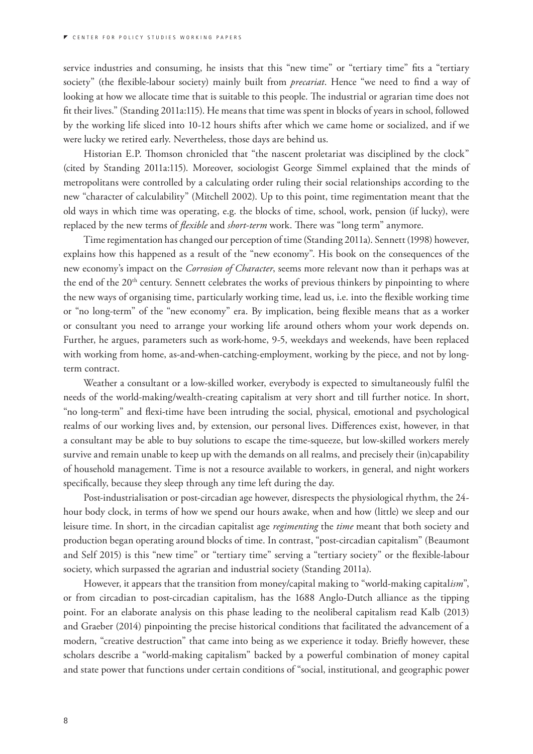service industries and consuming, he insists that this "new time" or "tertiary time" fits a "tertiary society" (the flexible-labour society) mainly built from *precariat*. Hence "we need to find a way of looking at how we allocate time that is suitable to this people. The industrial or agrarian time does not fit their lives." (Standing 2011a:115). He means that time was spent in blocks of years in school, followed by the working life sliced into 10-12 hours shifts after which we came home or socialized, and if we were lucky we retired early. Nevertheless, those days are behind us.

Historian E.P. Thomson chronicled that "the nascent proletariat was disciplined by the clock" (cited by Standing 2011a:115). Moreover, sociologist George Simmel explained that the minds of metropolitans were controlled by a calculating order ruling their social relationships according to the new "character of calculability" (Mitchell 2002). Up to this point, time regimentation meant that the old ways in which time was operating, e.g. the blocks of time, school, work, pension (if lucky), were replaced by the new terms of *flexible* and *short-term* work. There was "long term" anymore.

Time regimentation has changed our perception of time (Standing 2011a). Sennett (1998) however, explains how this happened as a result of the "new economy". His book on the consequences of the new economy's impact on the *Corrosion of Character*, seems more relevant now than it perhaps was at the end of the 20th century. Sennett celebrates the works of previous thinkers by pinpointing to where the new ways of organising time, particularly working time, lead us, i.e. into the flexible working time or "no long-term" of the "new economy" era. By implication, being flexible means that as a worker or consultant you need to arrange your working life around others whom your work depends on. Further, he argues, parameters such as work-home, 9-5, weekdays and weekends, have been replaced with working from home, as-and-when-catching-employment, working by the piece, and not by long-term contract.

Weather a consultant or a low-skilled worker, everybody is expected to simultaneously fulfil the needs of the world-making/wealth-creating capitalism at very short and till further notice. In short, "no long-term" and flexi-time have been intruding the social, physical, emotional and psychological realms of our working lives and, by extension, our personal lives. Differences exist, however, in that a consultant may be able to buy solutions to escape the time-squeeze, but low-skilled workers merely survive and remain unable to keep up with the demands on all realms, and precisely their (in)capability of household management. Time is not a resource available to workers, in general, and night workers specifically, because they sleep through any time left during the day.

Post-industrialisation or post-circadian age however, disrespects the physiological rhythm, the 24-hour body clock, in terms of how we spend our hours awake, when and how (little) we sleep and our leisure time. In short, in the circadian capitalist age *regimenting* the *time* meant that both society and production began operating around blocks of time. In contrast, "post-circadian capitalism" (Beaumont and Self 2015) is this "new time" or "tertiary time" serving a "tertiary society" or the flexible-labour society, which surpassed the agrarian and industrial society (Standing 2011a).

However, it appears that the transition from money/capital making to "world-making capital*ism*", or from circadian to post-circadian capitalism, has the 1688 Anglo-Dutch alliance as the tipping point. For an elaborate analysis on this phase leading to the neoliberal capitalism read Kalb (2013) and Graeber (2014) pinpointing the precise historical conditions that facilitated the advancement of a modern, "creative destruction" that came into being as we experience it today. Briefly however, these scholars describe a "world-making capitalism" backed by a powerful combination of money capital and state power that functions under certain conditions of "social, institutional, and geographic power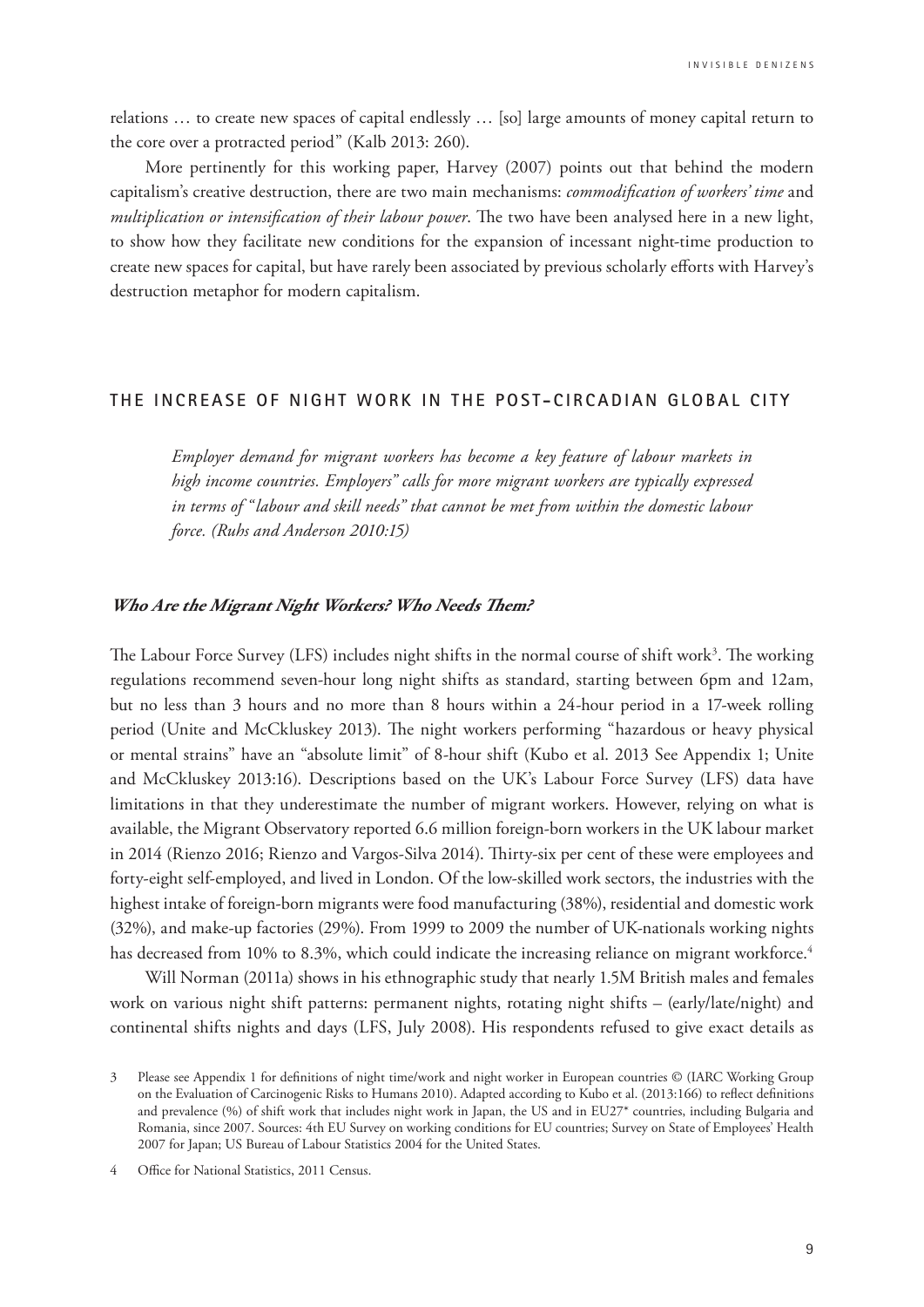relations … to create new spaces of capital endlessly … [so] large amounts of money capital return to the core over a protracted period" (Kalb 2013: 260).

More pertinently for this working paper, Harvey (2007) points out that behind the modern capitalism's creative destruction, there are two main mechanisms: *commodification of workers' time* and *multiplication or intensification of their labour power*. The two have been analysed here in a new light, to show how they facilitate new conditions for the expansion of incessant night-time production to create new spaces for capital, but have rarely been associated by previous scholarly efforts with Harvey's destruction metaphor for modern capitalism.

## THE INCREASE OF NIGHT WORK IN THE POST-CIRCADIAN GLOBAL CITY

> *Employer demand for migrant workers has become a key feature of labour markets in high income countries. Employers" calls for more migrant workers are typically expressed in terms of "labour and skill needs" that cannot be met from within the domestic labour force. (Ruhs and Anderson 2010:15)*

### *Who Are the Migrant Night Workers? Who Needs Them?*

The Labour Force Survey (LFS) includes night shifts in the normal course of shift work[3]. The working regulations recommend seven-hour long night shifts as standard, starting between 6pm and 12am, but no less than 3 hours and no more than 8 hours within a 24-hour period in a 17-week rolling period (Unite and McCkluskey 2013). The night workers performing "hazardous or heavy physical or mental strains" have an "absolute limit" of 8-hour shift (Kubo et al. 2013 See Appendix 1; Unite and McCkluskey 2013:16). Descriptions based on the UK's Labour Force Survey (LFS) data have limitations in that they underestimate the number of migrant workers. However, relying on what is available, the Migrant Observatory reported 6.6 million foreign-born workers in the UK labour market in 2014 (Rienzo 2016; Rienzo and Vargos-Silva 2014). Thirty-six per cent of these were employees and forty-eight self-employed, and lived in London. Of the low-skilled work sectors, the industries with the highest intake of foreign-born migrants were food manufacturing (38%), residential and domestic work (32%), and make-up factories (29%). From 1999 to 2009 the number of UK-nationals working nights has decreased from 10% to 8.3%, which could indicate the increasing reliance on migrant workforce.[4]

Will Norman (2011a) shows in his ethnographic study that nearly 1.5M British males and females work on various night shift patterns: permanent nights, rotating night shifts – (early/late/night) and continental shifts nights and days (LFS, July 2008). His respondents refused to give exact details as

3 Please see Appendix 1 for definitions of night time/work and night worker in European countries © (IARC Working Group on the Evaluation of Carcinogenic Risks to Humans 2010). Adapted according to Kubo et al. (2013:166) to reflect definitions and prevalence (%) of shift work that includes night work in Japan, the US and in EU27* countries, including Bulgaria and Romania, since 2007. Sources: 4th EU Survey on working conditions for EU countries; Survey on State of Employees' Health 2007 for Japan; US Bureau of Labour Statistics 2004 for the United States.

4 Office for National Statistics, 2011 Census.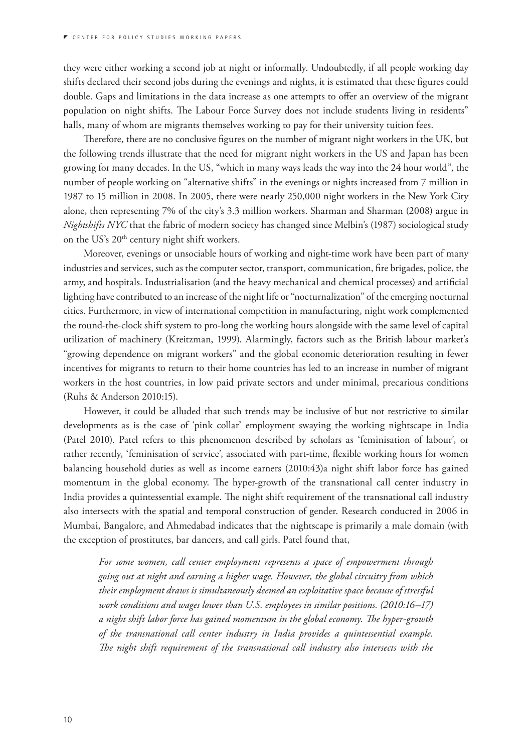they were either working a second job at night or informally. Undoubtedly, if all people working day shifts declared their second jobs during the evenings and nights, it is estimated that these figures could double. Gaps and limitations in the data increase as one attempts to offer an overview of the migrant population on night shifts. The Labour Force Survey does not include students living in residents" halls, many of whom are migrants themselves working to pay for their university tuition fees.

Therefore, there are no conclusive figures on the number of migrant night workers in the UK, but the following trends illustrate that the need for migrant night workers in the US and Japan has been growing for many decades. In the US, "which in many ways leads the way into the 24 hour world", the number of people working on "alternative shifts" in the evenings or nights increased from 7 million in 1987 to 15 million in 2008. In 2005, there were nearly 250,000 night workers in the New York City alone, then representing 7% of the city's 3.3 million workers. Sharman and Sharman (2008) argue in *Nightshifts NYC* that the fabric of modern society has changed since Melbin's (1987) sociological study on the US's 20th century night shift workers.

Moreover, evenings or unsociable hours of working and night-time work have been part of many industries and services, such as the computer sector, transport, communication, fire brigades, police, the army, and hospitals. Industrialisation (and the heavy mechanical and chemical processes) and artificial lighting have contributed to an increase of the night life or "nocturnalization" of the emerging nocturnal cities. Furthermore, in view of international competition in manufacturing, night work complemented the round-the-clock shift system to pro-long the working hours alongside with the same level of capital utilization of machinery (Kreitzman, 1999). Alarmingly, factors such as the British labour market's "growing dependence on migrant workers" and the global economic deterioration resulting in fewer incentives for migrants to return to their home countries has led to an increase in number of migrant workers in the host countries, in low paid private sectors and under minimal, precarious conditions (Ruhs & Anderson 2010:15).

However, it could be alluded that such trends may be inclusive of but not restrictive to similar developments as is the case of 'pink collar' employment swaying the working nightscape in India (Patel 2010). Patel refers to this phenomenon described by scholars as 'feminisation of labour', or rather recently, 'feminisation of service', associated with part-time, flexible working hours for women balancing household duties as well as income earners (2010:43)a night shift labor force has gained momentum in the global economy. The hyper-growth of the transnational call center industry in India provides a quintessential example. The night shift requirement of the transnational call industry also intersects with the spatial and temporal construction of gender. Research conducted in 2006 in Mumbai, Bangalore, and Ahmedabad indicates that the nightscape is primarily a male domain (with the exception of prostitutes, bar dancers, and call girls. Patel found that,

> *For some women, call center employment represents a space of empowerment through going out at night and earning a higher wage. However, the global circuitry from which their employment draws is simultaneously deemed an exploitative space because of stressful work conditions and wages lower than U.S. employees in similar positions. (2010:16–17) a night shift labor force has gained momentum in the global economy. The hyper-growth of the transnational call center industry in India provides a quintessential example. The night shift requirement of the transnational call industry also intersects with the*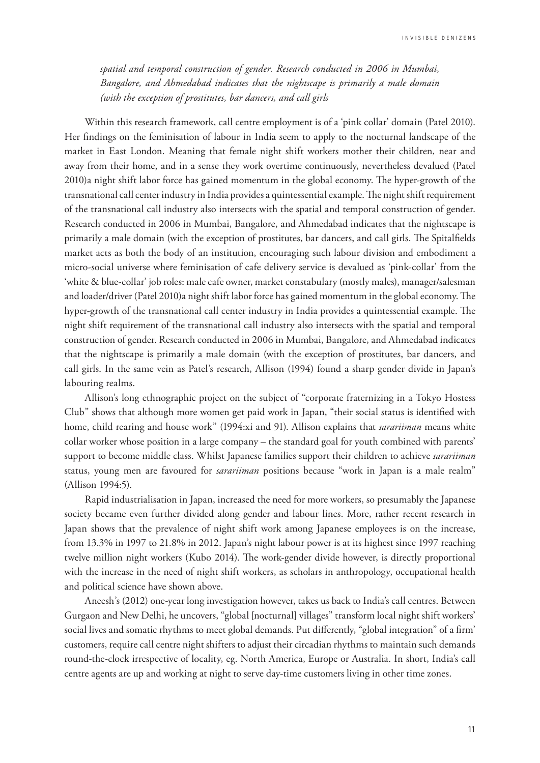*spatial and temporal construction of gender. Research conducted in 2006 in Mumbai, Bangalore, and Ahmedabad indicates that the nightscape is primarily a male domain (with the exception of prostitutes, bar dancers, and call girls*

Within this research framework, call centre employment is of a 'pink collar' domain (Patel 2010). Her findings on the feminisation of labour in India seem to apply to the nocturnal landscape of the market in East London. Meaning that female night shift workers mother their children, near and away from their home, and in a sense they work overtime continuously, nevertheless devalued (Patel 2010)a night shift labor force has gained momentum in the global economy. The hyper-growth of the transnational call center industry in India provides a quintessential example. The night shift requirement of the transnational call industry also intersects with the spatial and temporal construction of gender. Research conducted in 2006 in Mumbai, Bangalore, and Ahmedabad indicates that the nightscape is primarily a male domain (with the exception of prostitutes, bar dancers, and call girls. The Spitalfields market acts as both the body of an institution, encouraging such labour division and embodiment a micro-social universe where feminisation of cafe delivery service is devalued as 'pink-collar' from the 'white & blue-collar' job roles: male cafe owner, market constabulary (mostly males), manager/salesman and loader/driver (Patel 2010)a night shift labor force has gained momentum in the global economy. The hyper-growth of the transnational call center industry in India provides a quintessential example. The night shift requirement of the transnational call industry also intersects with the spatial and temporal construction of gender. Research conducted in 2006 in Mumbai, Bangalore, and Ahmedabad indicates that the nightscape is primarily a male domain (with the exception of prostitutes, bar dancers, and call girls. In the same vein as Patel's research, Allison (1994) found a sharp gender divide in Japan's labouring realms.

Allison's long ethnographic project on the subject of "corporate fraternizing in a Tokyo Hostess Club" shows that although more women get paid work in Japan, "their social status is identified with home, child rearing and house work" (1994:xi and 91). Allison explains that *sarariiman* means white collar worker whose position in a large company – the standard goal for youth combined with parents' support to become middle class. Whilst Japanese families support their children to achieve *sarariiman* status, young men are favoured for *sarariiman* positions because "work in Japan is a male realm" (Allison 1994:5).

Rapid industrialisation in Japan, increased the need for more workers, so presumably the Japanese society became even further divided along gender and labour lines. More, rather recent research in Japan shows that the prevalence of night shift work among Japanese employees is on the increase, from 13.3% in 1997 to 21.8% in 2012. Japan's night labour power is at its highest since 1997 reaching twelve million night workers (Kubo 2014). The work-gender divide however, is directly proportional with the increase in the need of night shift workers, as scholars in anthropology, occupational health and political science have shown above.

Aneesh's (2012) one-year long investigation however, takes us back to India's call centres. Between Gurgaon and New Delhi, he uncovers, "global [nocturnal] villages" transform local night shift workers' social lives and somatic rhythms to meet global demands. Put differently, "global integration" of a firm' customers, require call centre night shifters to adjust their circadian rhythms to maintain such demands round-the-clock irrespective of locality, eg. North America, Europe or Australia. In short, India's call centre agents are up and working at night to serve day-time customers living in other time zones.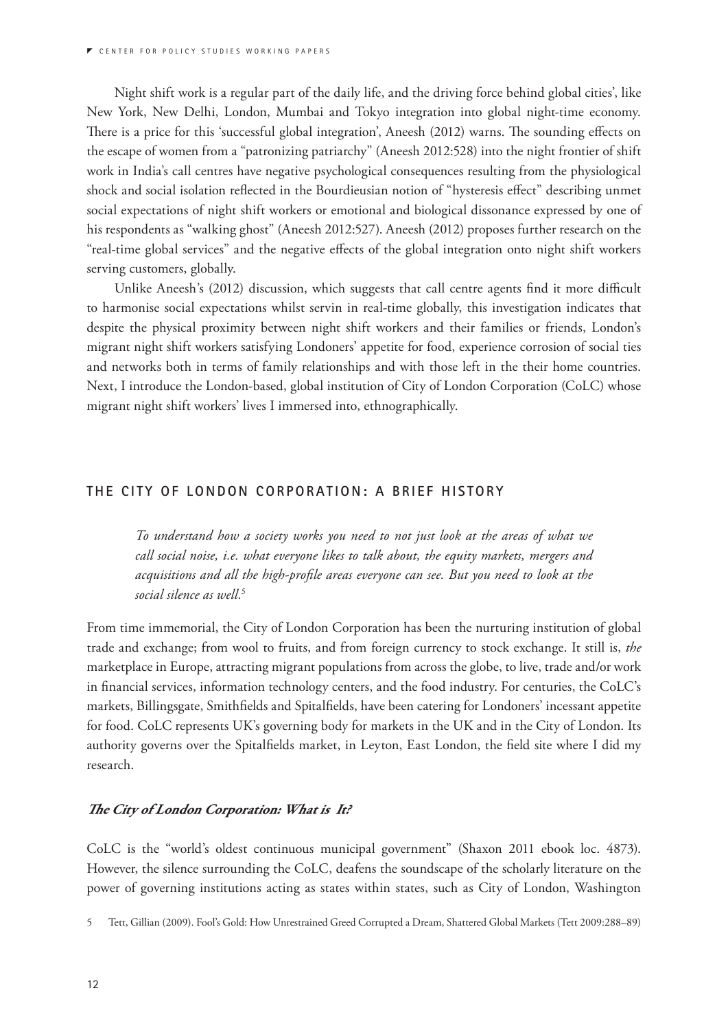Night shift work is a regular part of the daily life, and the driving force behind global cities', like New York, New Delhi, London, Mumbai and Tokyo integration into global night-time economy. There is a price for this 'successful global integration', Aneesh (2012) warns. The sounding effects on the escape of women from a "patronizing patriarchy" (Aneesh 2012:528) into the night frontier of shift work in India's call centres have negative psychological consequences resulting from the physiological shock and social isolation reflected in the Bourdieusian notion of "hysteresis effect" describing unmet social expectations of night shift workers or emotional and biological dissonance expressed by one of his respondents as "walking ghost" (Aneesh 2012:527). Aneesh (2012) proposes further research on the "real-time global services" and the negative effects of the global integration onto night shift workers serving customers, globally.

Unlike Aneesh's (2012) discussion, which suggests that call centre agents find it more difficult to harmonise social expectations whilst servin in real-time globally, this investigation indicates that despite the physical proximity between night shift workers and their families or friends, London's migrant night shift workers satisfying Londoners' appetite for food, experience corrosion of social ties and networks both in terms of family relationships and with those left in the their home countries. Next, I introduce the London-based, global institution of City of London Corporation (CoLC) whose migrant night shift workers' lives I immersed into, ethnographically.

## THE CITY OF LONDON CORPORATION: A BRIEF HISTORY

> *To understand how a society works you need to not just look at the areas of what we call social noise, i.e. what everyone likes to talk about, the equity markets, mergers and acquisitions and all the high-profile areas everyone can see. But you need to look at the social silence as well.*[5]

From time immemorial, the City of London Corporation has been the nurturing institution of global trade and exchange; from wool to fruits, and from foreign currency to stock exchange. It still is, *the* marketplace in Europe, attracting migrant populations from across the globe, to live, trade and/or work in financial services, information technology centers, and the food industry. For centuries, the CoLC's markets, Billingsgate, Smithfields and Spitalfields, have been catering for Londoners' incessant appetite for food. CoLC represents UK's governing body for markets in the UK and in the City of London. Its authority governs over the Spitalfields market, in Leyton, East London, the field site where I did my research.

### *The City of London Corporation: What is It?*

CoLC is the "world's oldest continuous municipal government" (Shaxon 2011 ebook loc. 4873). However, the silence surrounding the CoLC, deafens the soundscape of the scholarly literature on the power of governing institutions acting as states within states, such as City of London, Washington

5 Tett, Gillian (2009). Fool's Gold: How Unrestrained Greed Corrupted a Dream, Shattered Global Markets (Tett 2009:288–89)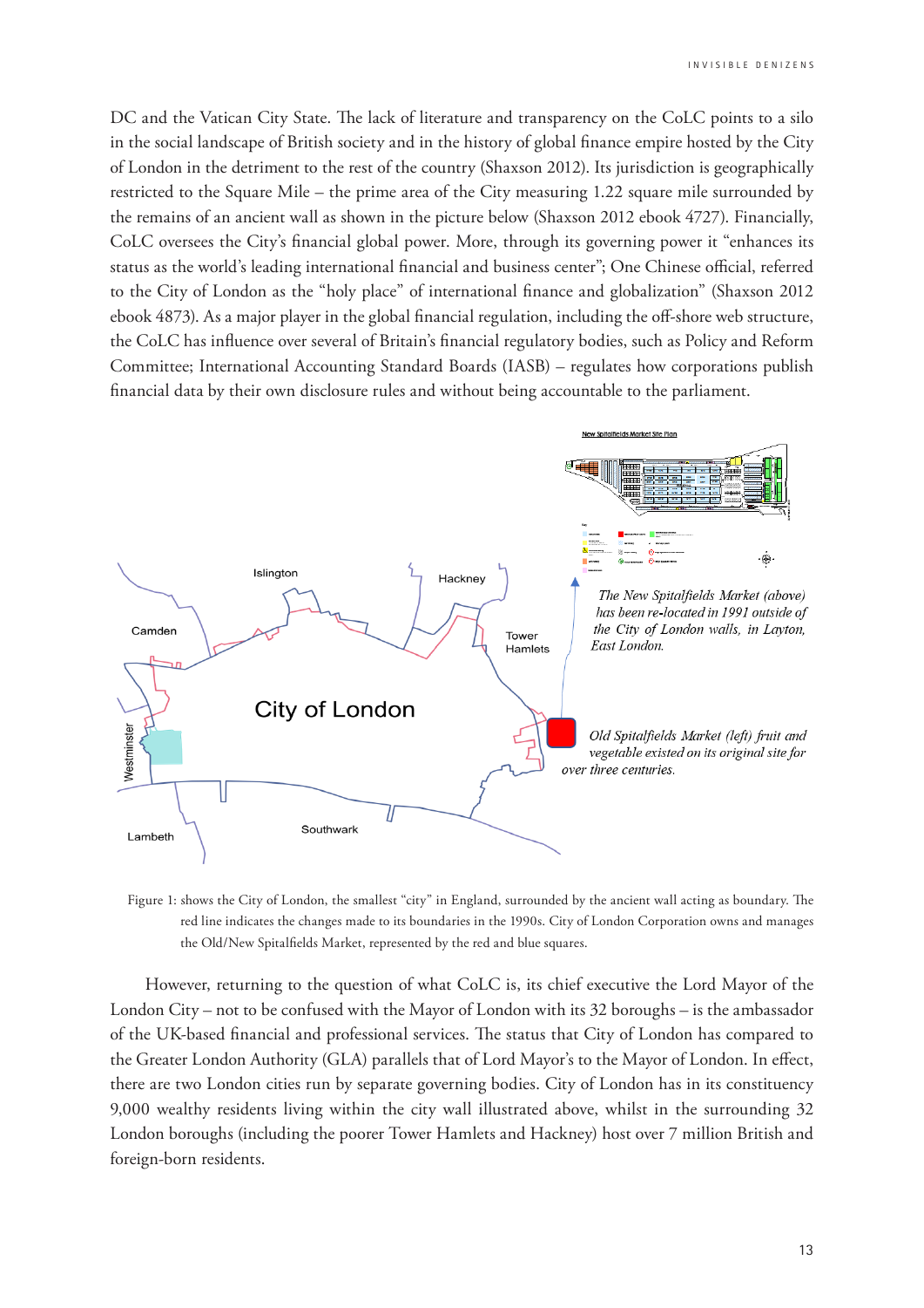DC and the Vatican City State. The lack of literature and transparency on the CoLC points to a silo in the social landscape of British society and in the history of global finance empire hosted by the City of London in the detriment to the rest of the country (Shaxson 2012). Its jurisdiction is geographically restricted to the Square Mile – the prime area of the City measuring 1.22 square mile surrounded by the remains of an ancient wall as shown in the picture below (Shaxson 2012 ebook 4727). Financially, CoLC oversees the City's financial global power. More, through its governing power it "enhances its status as the world's leading international financial and business center"; One Chinese official, referred to the City of London as the "holy place" of international finance and globalization" (Shaxson 2012 ebook 4873). As a major player in the global financial regulation, including the off-shore web structure, the CoLC has influence over several of Britain's financial regulatory bodies, such as Policy and Reform Committee; International Accounting Standard Boards (IASB) – regulates how corporations publish financial data by their own disclosure rules and without being accountable to the parliament.

*The New Spitalfields Market (above) has been re-located in 1991 outside of the City of London walls, in Layton, East London.*

*Old Spitalfields Market (left) fruit and vegetable existed on its original site for over three centuries.*

Figure 1: shows the City of London, the smallest "city" in England, surrounded by the ancient wall acting as boundary. The red line indicates the changes made to its boundaries in the 1990s. City of London Corporation owns and manages the Old/New Spitalfields Market, represented by the red and blue squares.

However, returning to the question of what CoLC is, its chief executive the Lord Mayor of the London City – not to be confused with the Mayor of London with its 32 boroughs – is the ambassador of the UK-based financial and professional services. The status that City of London has compared to the Greater London Authority (GLA) parallels that of Lord Mayor's to the Mayor of London. In effect, there are two London cities run by separate governing bodies. City of London has in its constituency 9,000 wealthy residents living within the city wall illustrated above, whilst in the surrounding 32 London boroughs (including the poorer Tower Hamlets and Hackney) host over 7 million British and foreign-born residents.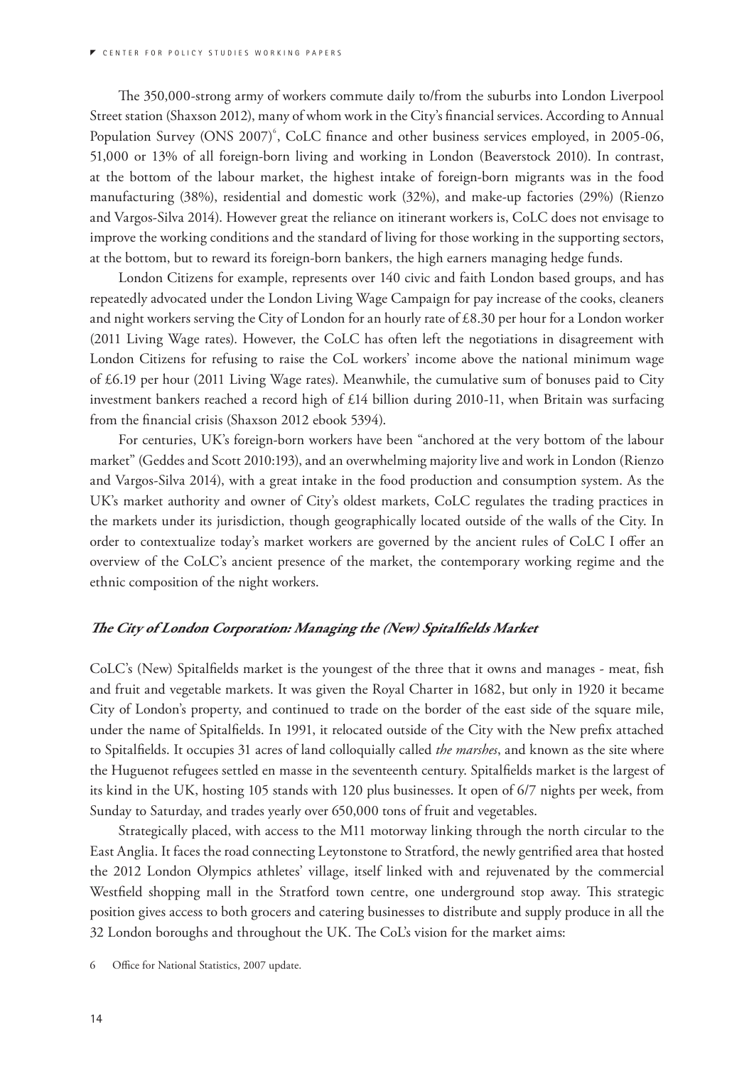The 350,000-strong army of workers commute daily to/from the suburbs into London Liverpool Street station (Shaxson 2012), many of whom work in the City's financial services. According to Annual Population Survey (ONS 2007)[6], CoLC finance and other business services employed, in 2005-06, 51,000 or 13% of all foreign-born living and working in London (Beaverstock 2010). In contrast, at the bottom of the labour market, the highest intake of foreign-born migrants was in the food manufacturing (38%), residential and domestic work (32%), and make-up factories (29%) (Rienzo and Vargos-Silva 2014). However great the reliance on itinerant workers is, CoLC does not envisage to improve the working conditions and the standard of living for those working in the supporting sectors, at the bottom, but to reward its foreign-born bankers, the high earners managing hedge funds.

London Citizens for example, represents over 140 civic and faith London based groups, and has repeatedly advocated under the London Living Wage Campaign for pay increase of the cooks, cleaners and night workers serving the City of London for an hourly rate of £8.30 per hour for a London worker (2011 Living Wage rates). However, the CoLC has often left the negotiations in disagreement with London Citizens for refusing to raise the CoL workers' income above the national minimum wage of £6.19 per hour (2011 Living Wage rates). Meanwhile, the cumulative sum of bonuses paid to City investment bankers reached a record high of £14 billion during 2010-11, when Britain was surfacing from the financial crisis (Shaxson 2012 ebook 5394).

For centuries, UK's foreign-born workers have been "anchored at the very bottom of the labour market" (Geddes and Scott 2010:193), and an overwhelming majority live and work in London (Rienzo and Vargos-Silva 2014), with a great intake in the food production and consumption system. As the UK's market authority and owner of City's oldest markets, CoLC regulates the trading practices in the markets under its jurisdiction, though geographically located outside of the walls of the City. In order to contextualize today's market workers are governed by the ancient rules of CoLC I offer an overview of the CoLC's ancient presence of the market, the contemporary working regime and the ethnic composition of the night workers.

### *The City of London Corporation: Managing the (New) Spitalfields Market*

CoLC's (New) Spitalfields market is the youngest of the three that it owns and manages - meat, fish and fruit and vegetable markets. It was given the Royal Charter in 1682, but only in 1920 it became City of London's property, and continued to trade on the border of the east side of the square mile, under the name of Spitalfields. In 1991, it relocated outside of the City with the New prefix attached to Spitalfields. It occupies 31 acres of land colloquially called *the marshes*, and known as the site where the Huguenot refugees settled en masse in the seventeenth century. Spitalfields market is the largest of its kind in the UK, hosting 105 stands with 120 plus businesses. It open of 6/7 nights per week, from Sunday to Saturday, and trades yearly over 650,000 tons of fruit and vegetables.

Strategically placed, with access to the M11 motorway linking through the north circular to the East Anglia. It faces the road connecting Leytonstone to Stratford, the newly gentrified area that hosted the 2012 London Olympics athletes' village, itself linked with and rejuvenated by the commercial Westfield shopping mall in the Stratford town centre, one underground stop away. This strategic position gives access to both grocers and catering businesses to distribute and supply produce in all the 32 London boroughs and throughout the UK. The CoL's vision for the market aims:

6 Office for National Statistics, 2007 update.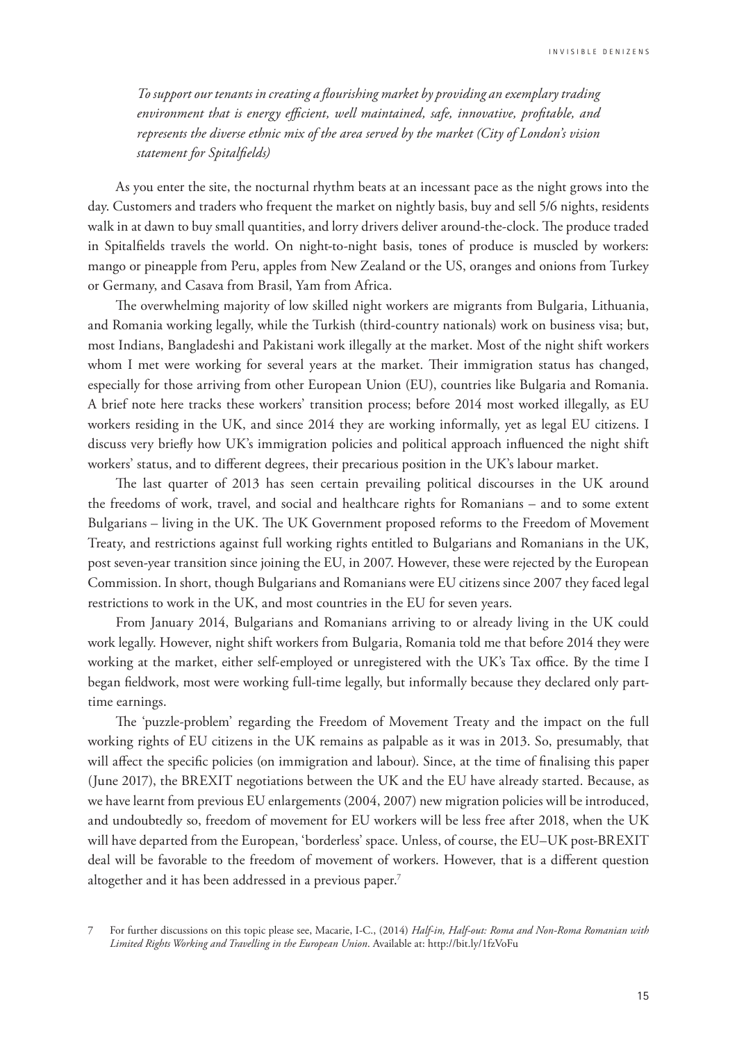*To support our tenants in creating a flourishing market by providing an exemplary trading environment that is energy efficient, well maintained, safe, innovative, profitable, and represents the diverse ethnic mix of the area served by the market (City of London's vision statement for Spitalfields)*

As you enter the site, the nocturnal rhythm beats at an incessant pace as the night grows into the day. Customers and traders who frequent the market on nightly basis, buy and sell 5/6 nights, residents walk in at dawn to buy small quantities, and lorry drivers deliver around-the-clock. The produce traded in Spitalfields travels the world. On night-to-night basis, tones of produce is muscled by workers: mango or pineapple from Peru, apples from New Zealand or the US, oranges and onions from Turkey or Germany, and Casava from Brasil, Yam from Africa.

The overwhelming majority of low skilled night workers are migrants from Bulgaria, Lithuania, and Romania working legally, while the Turkish (third-country nationals) work on business visa; but, most Indians, Bangladeshi and Pakistani work illegally at the market. Most of the night shift workers whom I met were working for several years at the market. Their immigration status has changed, especially for those arriving from other European Union (EU), countries like Bulgaria and Romania. A brief note here tracks these workers' transition process; before 2014 most worked illegally, as EU workers residing in the UK, and since 2014 they are working informally, yet as legal EU citizens. I discuss very briefly how UK's immigration policies and political approach influenced the night shift workers' status, and to different degrees, their precarious position in the UK's labour market.

The last quarter of 2013 has seen certain prevailing political discourses in the UK around the freedoms of work, travel, and social and healthcare rights for Romanians – and to some extent Bulgarians – living in the UK. The UK Government proposed reforms to the Freedom of Movement Treaty, and restrictions against full working rights entitled to Bulgarians and Romanians in the UK, post seven-year transition since joining the EU, in 2007. However, these were rejected by the European Commission. In short, though Bulgarians and Romanians were EU citizens since 2007 they faced legal restrictions to work in the UK, and most countries in the EU for seven years.

From January 2014, Bulgarians and Romanians arriving to or already living in the UK could work legally. However, night shift workers from Bulgaria, Romania told me that before 2014 they were working at the market, either self-employed or unregistered with the UK's Tax office. By the time I began fieldwork, most were working full-time legally, but informally because they declared only part-time earnings.

The 'puzzle-problem' regarding the Freedom of Movement Treaty and the impact on the full working rights of EU citizens in the UK remains as palpable as it was in 2013. So, presumably, that will affect the specific policies (on immigration and labour). Since, at the time of finalising this paper (June 2017), the BREXIT negotiations between the UK and the EU have already started. Because, as we have learnt from previous EU enlargements (2004, 2007) new migration policies will be introduced, and undoubtedly so, freedom of movement for EU workers will be less free after 2018, when the UK will have departed from the European, 'borderless' space. Unless, of course, the EU–UK post-BREXIT deal will be favorable to the freedom of movement of workers. However, that is a different question altogether and it has been addressed in a previous paper.[7]

7 For further discussions on this topic please see, Macarie, I-C., (2014) *Half-in, Half-out: Roma and Non-Roma Romanian with Limited Rights Working and Travelling in the European Union*. Available at: http://bit.ly/1fzVoFu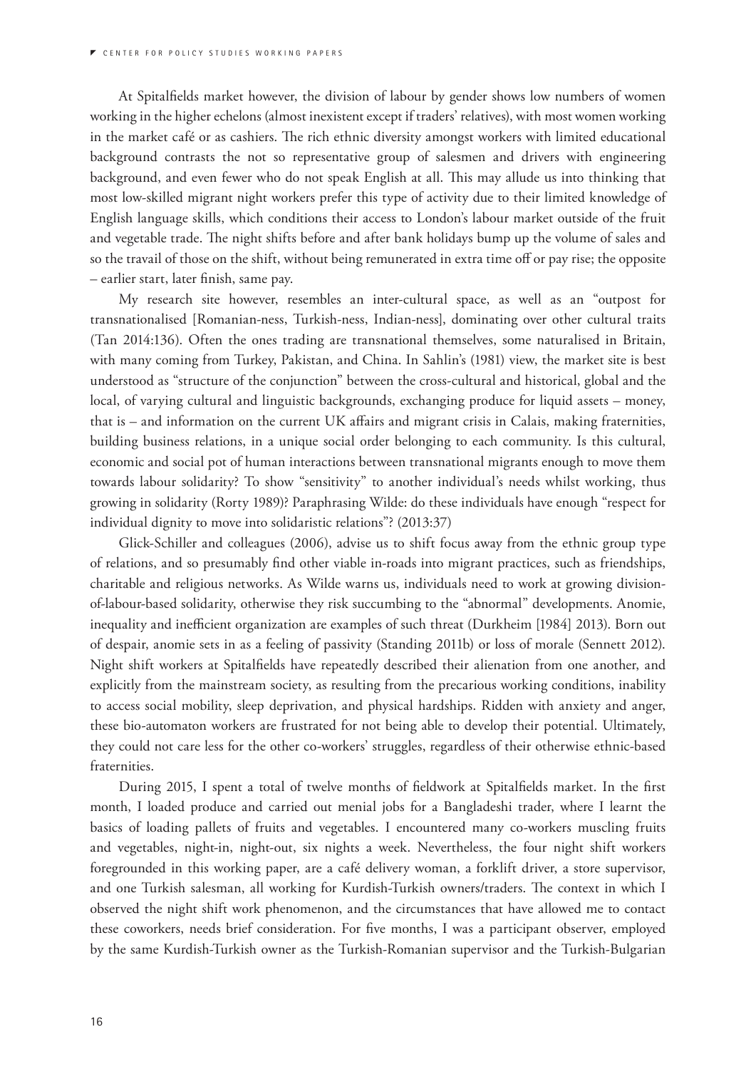At Spitalfields market however, the division of labour by gender shows low numbers of women working in the higher echelons (almost inexistent except if traders' relatives), with most women working in the market café or as cashiers. The rich ethnic diversity amongst workers with limited educational background contrasts the not so representative group of salesmen and drivers with engineering background, and even fewer who do not speak English at all. This may allude us into thinking that most low-skilled migrant night workers prefer this type of activity due to their limited knowledge of English language skills, which conditions their access to London's labour market outside of the fruit and vegetable trade. The night shifts before and after bank holidays bump up the volume of sales and so the travail of those on the shift, without being remunerated in extra time off or pay rise; the opposite – earlier start, later finish, same pay.

My research site however, resembles an inter-cultural space, as well as an "outpost for transnationalised [Romanian-ness, Turkish-ness, Indian-ness], dominating over other cultural traits (Tan 2014:136). Often the ones trading are transnational themselves, some naturalised in Britain, with many coming from Turkey, Pakistan, and China. In Sahlin's (1981) view, the market site is best understood as "structure of the conjunction" between the cross-cultural and historical, global and the local, of varying cultural and linguistic backgrounds, exchanging produce for liquid assets – money, that is – and information on the current UK affairs and migrant crisis in Calais, making fraternities, building business relations, in a unique social order belonging to each community. Is this cultural, economic and social pot of human interactions between transnational migrants enough to move them towards labour solidarity? To show "sensitivity" to another individual's needs whilst working, thus growing in solidarity (Rorty 1989)? Paraphrasing Wilde: do these individuals have enough "respect for individual dignity to move into solidaristic relations"? (2013:37)

Glick-Schiller and colleagues (2006), advise us to shift focus away from the ethnic group type of relations, and so presumably find other viable in-roads into migrant practices, such as friendships, charitable and religious networks. As Wilde warns us, individuals need to work at growing division-of-labour-based solidarity, otherwise they risk succumbing to the "abnormal" developments. Anomie, inequality and inefficient organization are examples of such threat (Durkheim [1984] 2013). Born out of despair, anomie sets in as a feeling of passivity (Standing 2011b) or loss of morale (Sennett 2012). Night shift workers at Spitalfields have repeatedly described their alienation from one another, and explicitly from the mainstream society, as resulting from the precarious working conditions, inability to access social mobility, sleep deprivation, and physical hardships. Ridden with anxiety and anger, these bio-automaton workers are frustrated for not being able to develop their potential. Ultimately, they could not care less for the other co-workers' struggles, regardless of their otherwise ethnic-based fraternities.

During 2015, I spent a total of twelve months of fieldwork at Spitalfields market. In the first month, I loaded produce and carried out menial jobs for a Bangladeshi trader, where I learnt the basics of loading pallets of fruits and vegetables. I encountered many co-workers muscling fruits and vegetables, night-in, night-out, six nights a week. Nevertheless, the four night shift workers foregrounded in this working paper, are a café delivery woman, a forklift driver, a store supervisor, and one Turkish salesman, all working for Kurdish-Turkish owners/traders. The context in which I observed the night shift work phenomenon, and the circumstances that have allowed me to contact these coworkers, needs brief consideration. For five months, I was a participant observer, employed by the same Kurdish-Turkish owner as the Turkish-Romanian supervisor and the Turkish-Bulgarian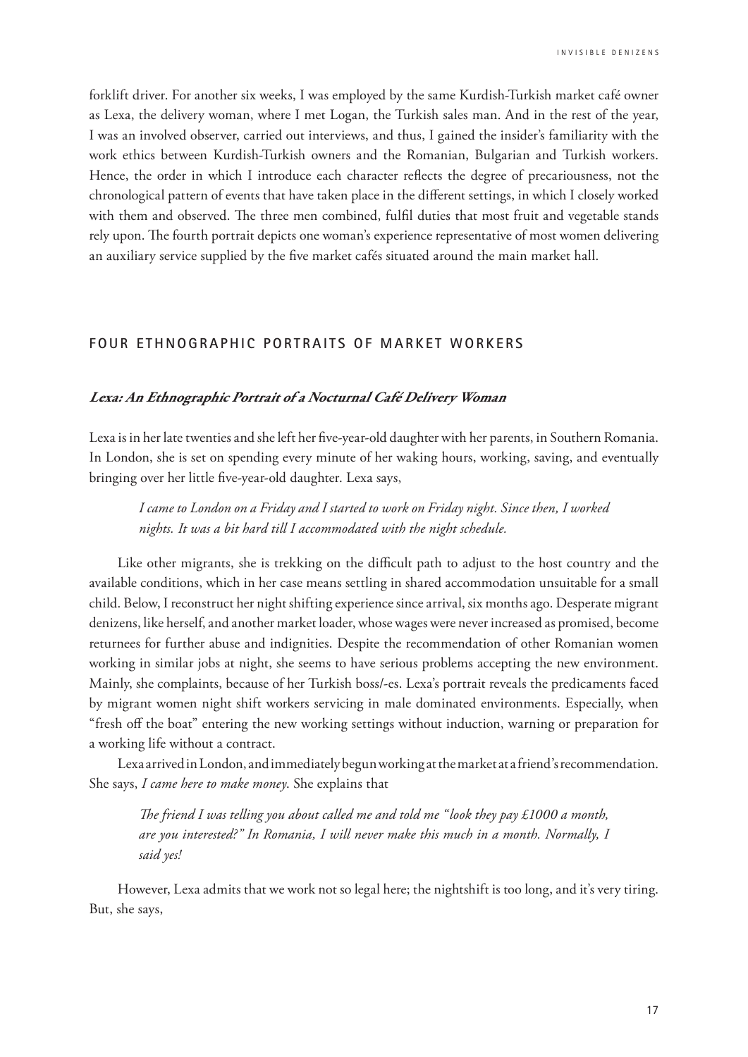forklift driver. For another six weeks, I was employed by the same Kurdish-Turkish market café owner as Lexa, the delivery woman, where I met Logan, the Turkish sales man. And in the rest of the year, I was an involved observer, carried out interviews, and thus, I gained the insider's familiarity with the work ethics between Kurdish-Turkish owners and the Romanian, Bulgarian and Turkish workers. Hence, the order in which I introduce each character reflects the degree of precariousness, not the chronological pattern of events that have taken place in the different settings, in which I closely worked with them and observed. The three men combined, fulfil duties that most fruit and vegetable stands rely upon. The fourth portrait depicts one woman's experience representative of most women delivering an auxiliary service supplied by the five market cafés situated around the main market hall.

## FOUR ETHNOGRAPHIC PORTRAITS OF MARKET WORKERS

### *Lexa: An Ethnographic Portrait of a Nocturnal Café Delivery Woman*

Lexa is in her late twenties and she left her five-year-old daughter with her parents, in Southern Romania. In London, she is set on spending every minute of her waking hours, working, saving, and eventually bringing over her little five-year-old daughter. Lexa says,

> *I came to London on a Friday and I started to work on Friday night. Since then, I worked nights. It was a bit hard till I accommodated with the night schedule.*

Like other migrants, she is trekking on the difficult path to adjust to the host country and the available conditions, which in her case means settling in shared accommodation unsuitable for a small child. Below, I reconstruct her night shifting experience since arrival, six months ago. Desperate migrant denizens, like herself, and another market loader, whose wages were never increased as promised, become returnees for further abuse and indignities. Despite the recommendation of other Romanian women working in similar jobs at night, she seems to have serious problems accepting the new environment. Mainly, she complaints, because of her Turkish boss/-es. Lexa's portrait reveals the predicaments faced by migrant women night shift workers servicing in male dominated environments. Especially, when "fresh off the boat" entering the new working settings without induction, warning or preparation for a working life without a contract.

Lexa arrived in London, and immediately begun working at the market at a friend's recommendation. She says, *I came here to make money.* She explains that

> *The friend I was telling you about called me and told me "look they pay £1000 a month, are you interested?" In Romania, I will never make this much in a month. Normally, I said yes!*

However, Lexa admits that we work not so legal here; the nightshift is too long, and it's very tiring. But, she says,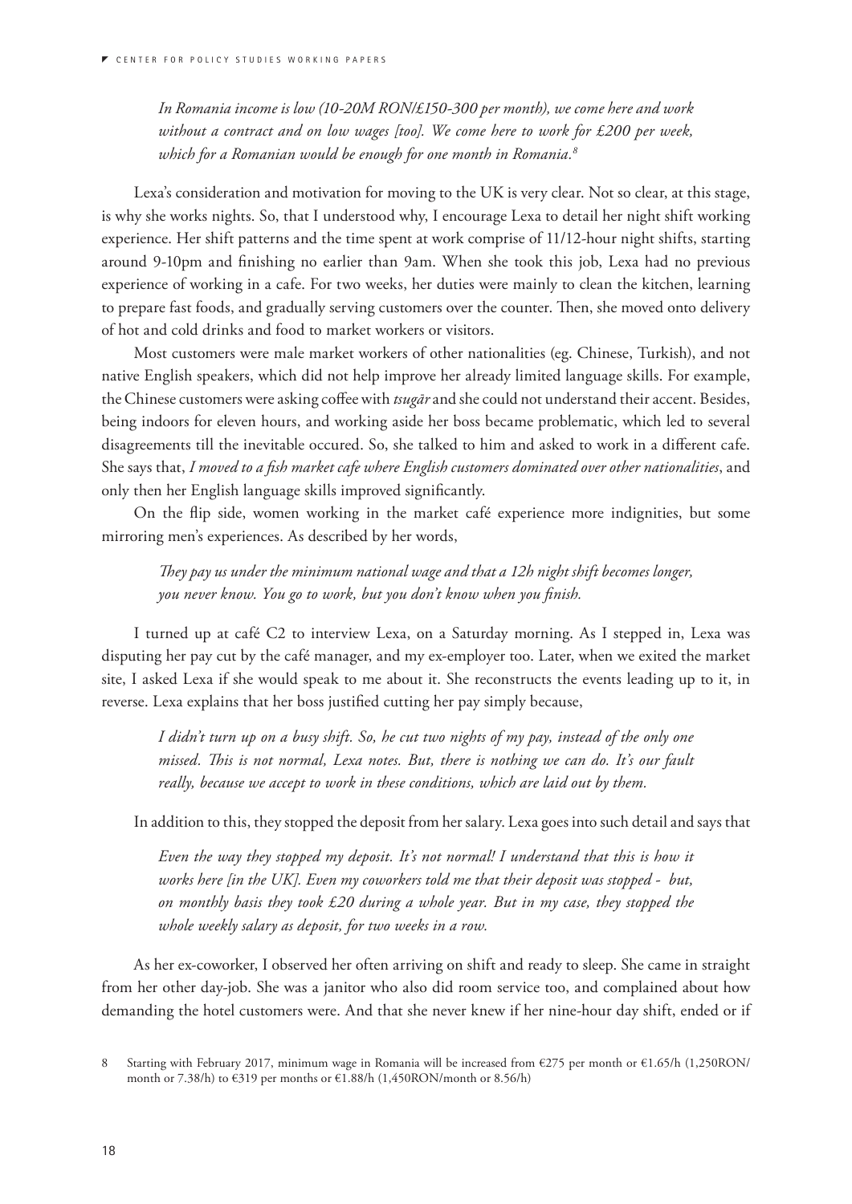*In Romania income is low (10-20M RON/£150-300 per month), we come here and work without a contract and on low wages [too]. We come here to work for £200 per week, which for a Romanian would be enough for one month in Romania.*[8]

Lexa's consideration and motivation for moving to the UK is very clear. Not so clear, at this stage, is why she works nights. So, that I understood why, I encourage Lexa to detail her night shift working experience. Her shift patterns and the time spent at work comprise of 11/12-hour night shifts, starting around 9-10pm and finishing no earlier than 9am. When she took this job, Lexa had no previous experience of working in a cafe. For two weeks, her duties were mainly to clean the kitchen, learning to prepare fast foods, and gradually serving customers over the counter. Then, she moved onto delivery of hot and cold drinks and food to market workers or visitors.

Most customers were male market workers of other nationalities (eg. Chinese, Turkish), and not native English speakers, which did not help improve her already limited language skills. For example, the Chinese customers were asking coffee with *tsugār* and she could not understand their accent. Besides, being indoors for eleven hours, and working aside her boss became problematic, which led to several disagreements till the inevitable occured. So, she talked to him and asked to work in a different cafe. She says that, *I moved to a fish market cafe where English customers dominated over other nationalities*, and only then her English language skills improved significantly.

On the flip side, women working in the market café experience more indignities, but some mirroring men's experiences. As described by her words,

*They pay us under the minimum national wage and that a 12h night shift becomes longer, you never know. You go to work, but you don't know when you finish.*

I turned up at café C2 to interview Lexa, on a Saturday morning. As I stepped in, Lexa was disputing her pay cut by the café manager, and my ex-employer too. Later, when we exited the market site, I asked Lexa if she would speak to me about it. She reconstructs the events leading up to it, in reverse. Lexa explains that her boss justified cutting her pay simply because,

*I didn't turn up on a busy shift. So, he cut two nights of my pay, instead of the only one missed. This is not normal, Lexa notes. But, there is nothing we can do. It's our fault really, because we accept to work in these conditions, which are laid out by them.*

In addition to this, they stopped the deposit from her salary. Lexa goes into such detail and says that

*Even the way they stopped my deposit. It's not normal! I understand that this is how it works here [in the UK]. Even my coworkers told me that their deposit was stopped - but, on monthly basis they took £20 during a whole year. But in my case, they stopped the whole weekly salary as deposit, for two weeks in a row.*

As her ex-coworker, I observed her often arriving on shift and ready to sleep. She came in straight from her other day-job. She was a janitor who also did room service too, and complained about how demanding the hotel customers were. And that she never knew if her nine-hour day shift, ended or if

8 Starting with February 2017, minimum wage in Romania will be increased from €275 per month or €1.65/h (1,250RON/month or 7.38/h) to €319 per months or €1.88/h (1,450RON/month or 8.56/h)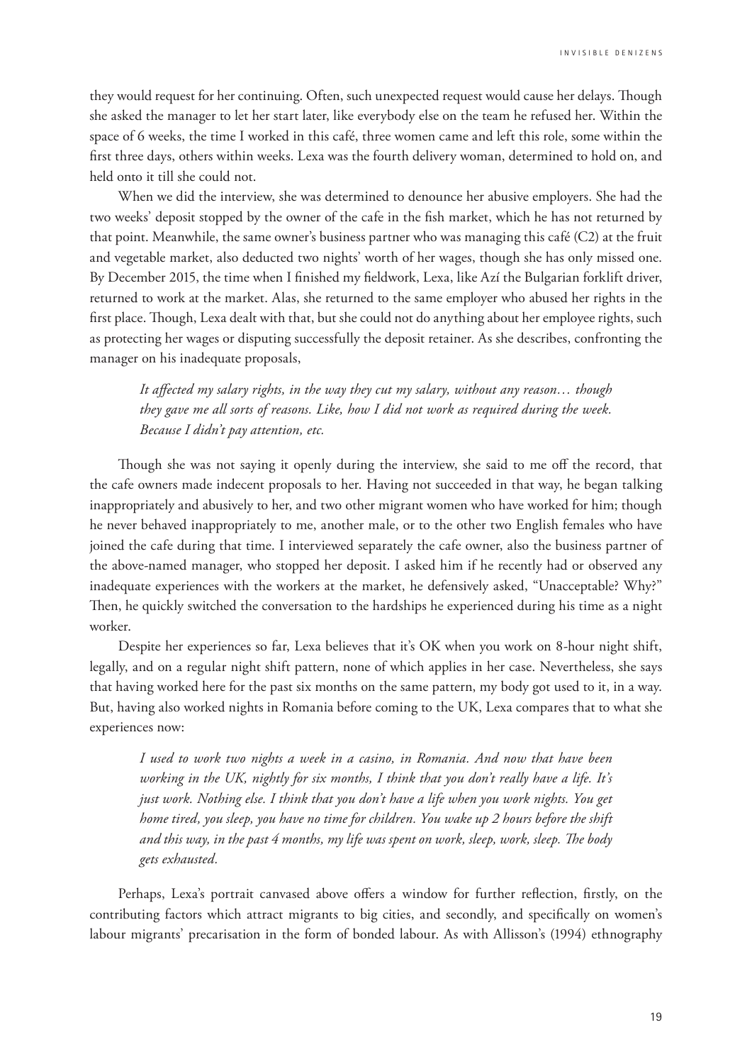they would request for her continuing. Often, such unexpected request would cause her delays. Though she asked the manager to let her start later, like everybody else on the team he refused her. Within the space of 6 weeks, the time I worked in this café, three women came and left this role, some within the first three days, others within weeks. Lexa was the fourth delivery woman, determined to hold on, and held onto it till she could not.

When we did the interview, she was determined to denounce her abusive employers. She had the two weeks' deposit stopped by the owner of the cafe in the fish market, which he has not returned by that point. Meanwhile, the same owner's business partner who was managing this café (C2) at the fruit and vegetable market, also deducted two nights' worth of her wages, though she has only missed one. By December 2015, the time when I finished my fieldwork, Lexa, like Azí the Bulgarian forklift driver, returned to work at the market. Alas, she returned to the same employer who abused her rights in the first place. Though, Lexa dealt with that, but she could not do anything about her employee rights, such as protecting her wages or disputing successfully the deposit retainer. As she describes, confronting the manager on his inadequate proposals,

> *It affected my salary rights, in the way they cut my salary, without any reason… though they gave me all sorts of reasons. Like, how I did not work as required during the week. Because I didn't pay attention, etc.*

Though she was not saying it openly during the interview, she said to me off the record, that the cafe owners made indecent proposals to her. Having not succeeded in that way, he began talking inappropriately and abusively to her, and two other migrant women who have worked for him; though he never behaved inappropriately to me, another male, or to the other two English females who have joined the cafe during that time. I interviewed separately the cafe owner, also the business partner of the above-named manager, who stopped her deposit. I asked him if he recently had or observed any inadequate experiences with the workers at the market, he defensively asked, "Unacceptable? Why?" Then, he quickly switched the conversation to the hardships he experienced during his time as a night worker.

Despite her experiences so far, Lexa believes that it's OK when you work on 8-hour night shift, legally, and on a regular night shift pattern, none of which applies in her case. Nevertheless, she says that having worked here for the past six months on the same pattern, my body got used to it, in a way. But, having also worked nights in Romania before coming to the UK, Lexa compares that to what she experiences now:

> *I used to work two nights a week in a casino, in Romania. And now that have been working in the UK, nightly for six months, I think that you don't really have a life. It's just work. Nothing else. I think that you don't have a life when you work nights. You get home tired, you sleep, you have no time for children. You wake up 2 hours before the shift and this way, in the past 4 months, my life was spent on work, sleep, work, sleep. The body gets exhausted.*

Perhaps, Lexa's portrait canvased above offers a window for further reflection, firstly, on the contributing factors which attract migrants to big cities, and secondly, and specifically on women's labour migrants' precarisation in the form of bonded labour. As with Allisson's (1994) ethnography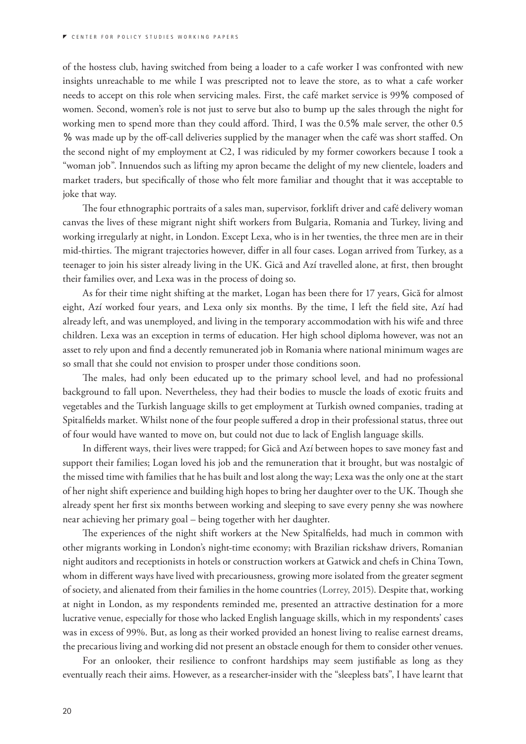of the hostess club, having switched from being a loader to a cafe worker I was confronted with new insights unreachable to me while I was prescripted not to leave the store, as to what a cafe worker needs to accept on this role when servicing males. First, the café market service is 99% composed of women. Second, women's role is not just to serve but also to bump up the sales through the night for working men to spend more than they could afford. Third, I was the 0.5% male server, the other 0.5 % was made up by the off-call deliveries supplied by the manager when the café was short staffed. On the second night of my employment at C2, I was ridiculed by my former coworkers because I took a "woman job". Innuendos such as lifting my apron became the delight of my new clientele, loaders and market traders, but specifically of those who felt more familiar and thought that it was acceptable to joke that way.

The four ethnographic portraits of a sales man, supervisor, forklift driver and café delivery woman canvas the lives of these migrant night shift workers from Bulgaria, Romania and Turkey, living and working irregularly at night, in London. Except Lexa, who is in her twenties, the three men are in their mid-thirties. The migrant trajectories however, differ in all four cases. Logan arrived from Turkey, as a teenager to join his sister already living in the UK. Gică and Azí travelled alone, at first, then brought their families over, and Lexa was in the process of doing so.

As for their time night shifting at the market, Logan has been there for 17 years, Gică for almost eight, Azí worked four years, and Lexa only six months. By the time, I left the field site, Azí had already left, and was unemployed, and living in the temporary accommodation with his wife and three children. Lexa was an exception in terms of education. Her high school diploma however, was not an asset to rely upon and find a decently remunerated job in Romania where national minimum wages are so small that she could not envision to prosper under those conditions soon.

The males, had only been educated up to the primary school level, and had no professional background to fall upon. Nevertheless, they had their bodies to muscle the loads of exotic fruits and vegetables and the Turkish language skills to get employment at Turkish owned companies, trading at Spitalfields market. Whilst none of the four people suffered a drop in their professional status, three out of four would have wanted to move on, but could not due to lack of English language skills.

In different ways, their lives were trapped; for Gică and Azí between hopes to save money fast and support their families; Logan loved his job and the remuneration that it brought, but was nostalgic of the missed time with families that he has built and lost along the way; Lexa was the only one at the start of her night shift experience and building high hopes to bring her daughter over to the UK. Though she already spent her first six months between working and sleeping to save every penny she was nowhere near achieving her primary goal – being together with her daughter.

The experiences of the night shift workers at the New Spitalfields, had much in common with other migrants working in London's night-time economy; with Brazilian rickshaw drivers, Romanian night auditors and receptionists in hotels or construction workers at Gatwick and chefs in China Town, whom in different ways have lived with precariousness, growing more isolated from the greater segment of society, and alienated from their families in the home countries (Lorrey, 2015). Despite that, working at night in London, as my respondents reminded me, presented an attractive destination for a more lucrative venue, especially for those who lacked English language skills, which in my respondents' cases was in excess of 99%. But, as long as their worked provided an honest living to realise earnest dreams, the precarious living and working did not present an obstacle enough for them to consider other venues.

For an onlooker, their resilience to confront hardships may seem justifiable as long as they eventually reach their aims. However, as a researcher-insider with the "sleepless bats", I have learnt that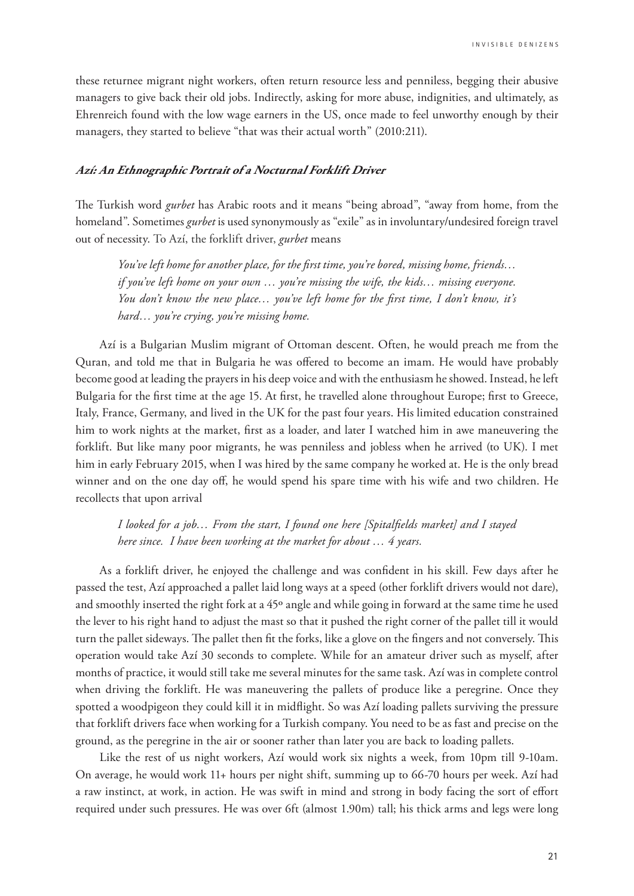these returnee migrant night workers, often return resource less and penniless, begging their abusive managers to give back their old jobs. Indirectly, asking for more abuse, indignities, and ultimately, as Ehrenreich found with the low wage earners in the US, once made to feel unworthy enough by their managers, they started to believe "that was their actual worth" (2010:211).

### *Azí: An Ethnographic Portrait of a Nocturnal Forklift Driver*

The Turkish word *gurbet* has Arabic roots and it means "being abroad", "away from home, from the homeland". Sometimes *gurbet* is used synonymously as "exile" as in involuntary/undesired foreign travel out of necessity. To Azí, the forklift driver, *gurbet* means

> *You've left home for another place, for the first time, you're bored, missing home, friends… if you've left home on your own … you're missing the wife, the kids… missing everyone. You don't know the new place… you've left home for the first time, I don't know, it's hard… you're crying, you're missing home.*

Azí is a Bulgarian Muslim migrant of Ottoman descent. Often, he would preach me from the Quran, and told me that in Bulgaria he was offered to become an imam. He would have probably become good at leading the prayers in his deep voice and with the enthusiasm he showed. Instead, he left Bulgaria for the first time at the age 15. At first, he travelled alone throughout Europe; first to Greece, Italy, France, Germany, and lived in the UK for the past four years. His limited education constrained him to work nights at the market, first as a loader, and later I watched him in awe maneuvering the forklift. But like many poor migrants, he was penniless and jobless when he arrived (to UK). I met him in early February 2015, when I was hired by the same company he worked at. He is the only bread winner and on the one day off, he would spend his spare time with his wife and two children. He recollects that upon arrival

> *I looked for a job… From the start, I found one here [Spitalfields market] and I stayed here since. I have been working at the market for about … 4 years.*

As a forklift driver, he enjoyed the challenge and was confident in his skill. Few days after he passed the test, Azí approached a pallet laid long ways at a speed (other forklift drivers would not dare), and smoothly inserted the right fork at a 45º angle and while going in forward at the same time he used the lever to his right hand to adjust the mast so that it pushed the right corner of the pallet till it would turn the pallet sideways. The pallet then fit the forks, like a glove on the fingers and not conversely. This operation would take Azí 30 seconds to complete. While for an amateur driver such as myself, after months of practice, it would still take me several minutes for the same task. Azí was in complete control when driving the forklift. He was maneuvering the pallets of produce like a peregrine. Once they spotted a woodpigeon they could kill it in midflight. So was Azí loading pallets surviving the pressure that forklift drivers face when working for a Turkish company. You need to be as fast and precise on the ground, as the peregrine in the air or sooner rather than later you are back to loading pallets.

Like the rest of us night workers, Azí would work six nights a week, from 10pm till 9-10am. On average, he would work 11+ hours per night shift, summing up to 66-70 hours per week. Azí had a raw instinct, at work, in action. He was swift in mind and strong in body facing the sort of effort required under such pressures. He was over 6ft (almost 1.90m) tall; his thick arms and legs were long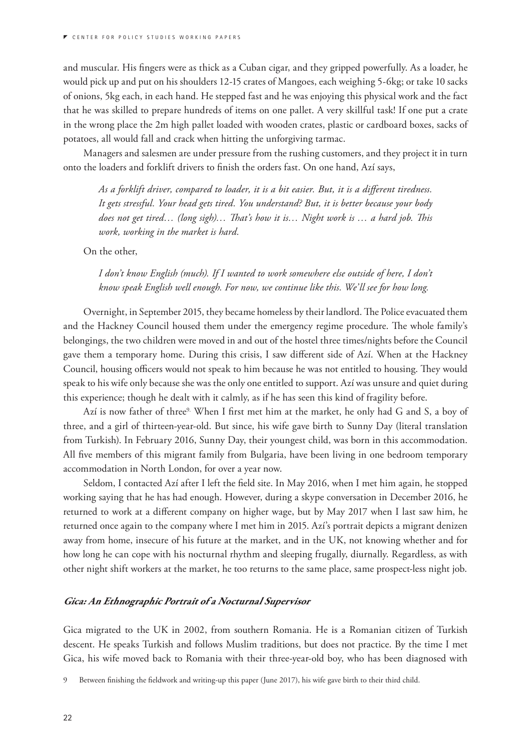and muscular. His fingers were as thick as a Cuban cigar, and they gripped powerfully. As a loader, he would pick up and put on his shoulders 12-15 crates of Mangoes, each weighing 5-6kg; or take 10 sacks of onions, 5kg each, in each hand. He stepped fast and he was enjoying this physical work and the fact that he was skilled to prepare hundreds of items on one pallet. A very skillful task! If one put a crate in the wrong place the 2m high pallet loaded with wooden crates, plastic or cardboard boxes, sacks of potatoes, all would fall and crack when hitting the unforgiving tarmac.

Managers and salesmen are under pressure from the rushing customers, and they project it in turn onto the loaders and forklift drivers to finish the orders fast. On one hand, Azí says,

> *As a forklift driver, compared to loader, it is a bit easier. But, it is a different tiredness. It gets stressful. Your head gets tired. You understand? But, it is better because your body does not get tired… (long sigh)… That's how it is… Night work is … a hard job. This work, working in the market is hard.*

On the other,

> *I don't know English (much). If I wanted to work somewhere else outside of here, I don't know speak English well enough. For now, we continue like this. We'll see for how long.*

Overnight, in September 2015, they became homeless by their landlord. The Police evacuated them and the Hackney Council housed them under the emergency regime procedure. The whole family's belongings, the two children were moved in and out of the hostel three times/nights before the Council gave them a temporary home. During this crisis, I saw different side of Azí. When at the Hackney Council, housing officers would not speak to him because he was not entitled to housing. They would speak to his wife only because she was the only one entitled to support. Azí was unsure and quiet during this experience; though he dealt with it calmly, as if he has seen this kind of fragility before.

Azí is now father of three[9]. When I first met him at the market, he only had G and S, a boy of three, and a girl of thirteen-year-old. But since, his wife gave birth to Sunny Day (literal translation from Turkish). In February 2016, Sunny Day, their youngest child, was born in this accommodation. All five members of this migrant family from Bulgaria, have been living in one bedroom temporary accommodation in North London, for over a year now.

Seldom, I contacted Azí after I left the field site. In May 2016, when I met him again, he stopped working saying that he has had enough. However, during a skype conversation in December 2016, he returned to work at a different company on higher wage, but by May 2017 when I last saw him, he returned once again to the company where I met him in 2015. Azí's portrait depicts a migrant denizen away from home, insecure of his future at the market, and in the UK, not knowing whether and for how long he can cope with his nocturnal rhythm and sleeping frugally, diurnally. Regardless, as with other night shift workers at the market, he too returns to the same place, same prospect-less night job.

### *Gica: An Ethnographic Portrait of a Nocturnal Supervisor*

Gica migrated to the UK in 2002, from southern Romania. He is a Romanian citizen of Turkish descent. He speaks Turkish and follows Muslim traditions, but does not practice. By the time I met Gica, his wife moved back to Romania with their three-year-old boy, who has been diagnosed with

9 Between finishing the fieldwork and writing-up this paper (June 2017), his wife gave birth to their third child.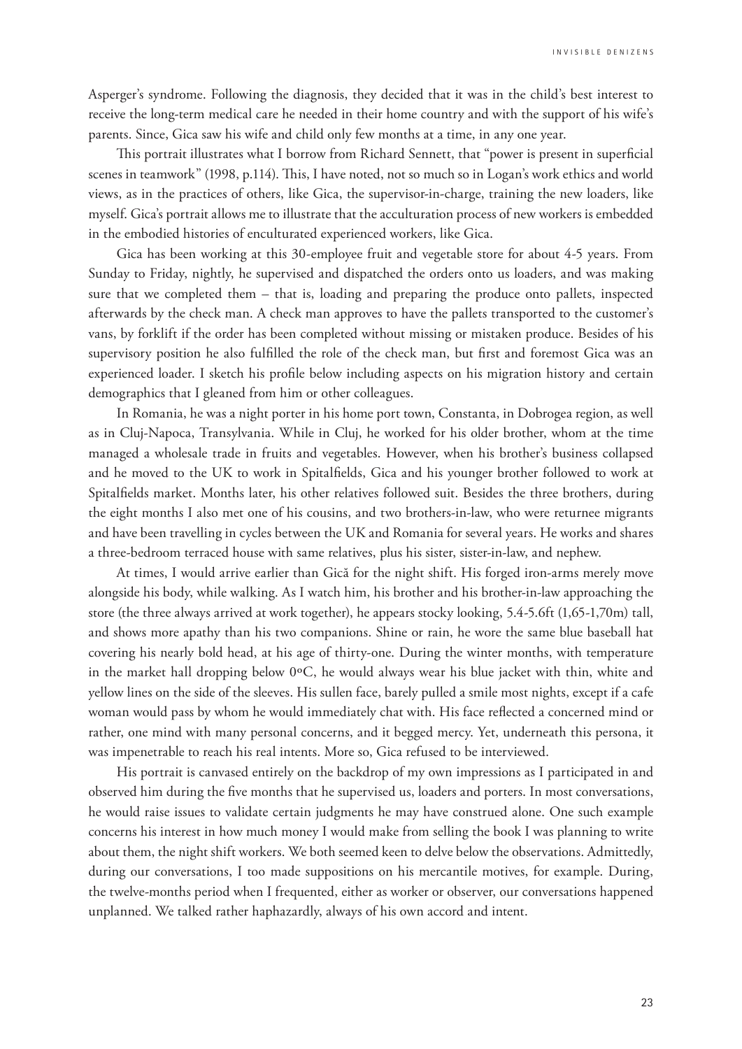Asperger's syndrome. Following the diagnosis, they decided that it was in the child's best interest to receive the long-term medical care he needed in their home country and with the support of his wife's parents. Since, Gica saw his wife and child only few months at a time, in any one year.

This portrait illustrates what I borrow from Richard Sennett, that "power is present in superficial scenes in teamwork" (1998, p.114). This, I have noted, not so much so in Logan's work ethics and world views, as in the practices of others, like Gica, the supervisor-in-charge, training the new loaders, like myself. Gica's portrait allows me to illustrate that the acculturation process of new workers is embedded in the embodied histories of enculturated experienced workers, like Gica.

Gica has been working at this 30-employee fruit and vegetable store for about 4-5 years. From Sunday to Friday, nightly, he supervised and dispatched the orders onto us loaders, and was making sure that we completed them – that is, loading and preparing the produce onto pallets, inspected afterwards by the check man. A check man approves to have the pallets transported to the customer's vans, by forklift if the order has been completed without missing or mistaken produce. Besides of his supervisory position he also fulfilled the role of the check man, but first and foremost Gica was an experienced loader. I sketch his profile below including aspects on his migration history and certain demographics that I gleaned from him or other colleagues.

In Romania, he was a night porter in his home port town, Constanta, in Dobrogea region, as well as in Cluj-Napoca, Transylvania. While in Cluj, he worked for his older brother, whom at the time managed a wholesale trade in fruits and vegetables. However, when his brother's business collapsed and he moved to the UK to work in Spitalfields, Gica and his younger brother followed to work at Spitalfields market. Months later, his other relatives followed suit. Besides the three brothers, during the eight months I also met one of his cousins, and two brothers-in-law, who were returnee migrants and have been travelling in cycles between the UK and Romania for several years. He works and shares a three-bedroom terraced house with same relatives, plus his sister, sister-in-law, and nephew.

At times, I would arrive earlier than Gică for the night shift. His forged iron-arms merely move alongside his body, while walking. As I watch him, his brother and his brother-in-law approaching the store (the three always arrived at work together), he appears stocky looking, 5.4-5.6ft (1,65-1,70m) tall, and shows more apathy than his two companions. Shine or rain, he wore the same blue baseball hat covering his nearly bold head, at his age of thirty-one. During the winter months, with temperature in the market hall dropping below 0ºC, he would always wear his blue jacket with thin, white and yellow lines on the side of the sleeves. His sullen face, barely pulled a smile most nights, except if a cafe woman would pass by whom he would immediately chat with. His face reflected a concerned mind or rather, one mind with many personal concerns, and it begged mercy. Yet, underneath this persona, it was impenetrable to reach his real intents. More so, Gica refused to be interviewed.

His portrait is canvased entirely on the backdrop of my own impressions as I participated in and observed him during the five months that he supervised us, loaders and porters. In most conversations, he would raise issues to validate certain judgments he may have construed alone. One such example concerns his interest in how much money I would make from selling the book I was planning to write about them, the night shift workers. We both seemed keen to delve below the observations. Admittedly, during our conversations, I too made suppositions on his mercantile motives, for example. During, the twelve-months period when I frequented, either as worker or observer, our conversations happened unplanned. We talked rather haphazardly, always of his own accord and intent.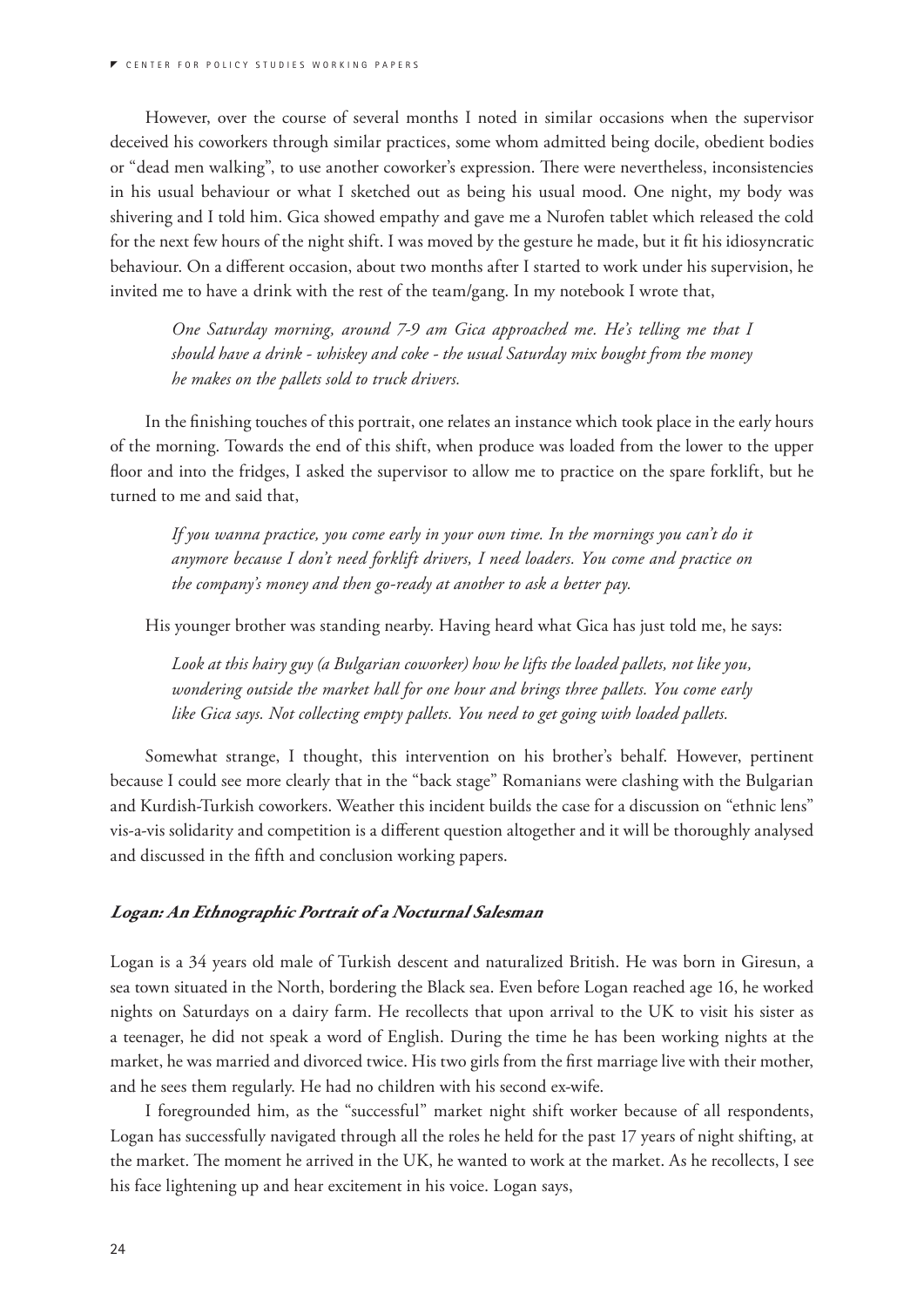However, over the course of several months I noted in similar occasions when the supervisor deceived his coworkers through similar practices, some whom admitted being docile, obedient bodies or "dead men walking", to use another coworker's expression. There were nevertheless, inconsistencies in his usual behaviour or what I sketched out as being his usual mood. One night, my body was shivering and I told him. Gica showed empathy and gave me a Nurofen tablet which released the cold for the next few hours of the night shift. I was moved by the gesture he made, but it fit his idiosyncratic behaviour. On a different occasion, about two months after I started to work under his supervision, he invited me to have a drink with the rest of the team/gang. In my notebook I wrote that,

> *One Saturday morning, around 7-9 am Gica approached me. He's telling me that I should have a drink - whiskey and coke - the usual Saturday mix bought from the money he makes on the pallets sold to truck drivers.*

In the finishing touches of this portrait, one relates an instance which took place in the early hours of the morning. Towards the end of this shift, when produce was loaded from the lower to the upper floor and into the fridges, I asked the supervisor to allow me to practice on the spare forklift, but he turned to me and said that,

> *If you wanna practice, you come early in your own time. In the mornings you can't do it anymore because I don't need forklift drivers, I need loaders. You come and practice on the company's money and then go-ready at another to ask a better pay.*

His younger brother was standing nearby. Having heard what Gica has just told me, he says:

> *Look at this hairy guy (a Bulgarian coworker) how he lifts the loaded pallets, not like you, wondering outside the market hall for one hour and brings three pallets. You come early like Gica says. Not collecting empty pallets. You need to get going with loaded pallets.*

Somewhat strange, I thought, this intervention on his brother's behalf. However, pertinent because I could see more clearly that in the "back stage" Romanians were clashing with the Bulgarian and Kurdish-Turkish coworkers. Weather this incident builds the case for a discussion on "ethnic lens" vis-a-vis solidarity and competition is a different question altogether and it will be thoroughly analysed and discussed in the fifth and conclusion working papers.

### *Logan: An Ethnographic Portrait of a Nocturnal Salesman*

Logan is a 34 years old male of Turkish descent and naturalized British. He was born in Giresun, a sea town situated in the North, bordering the Black sea. Even before Logan reached age 16, he worked nights on Saturdays on a dairy farm. He recollects that upon arrival to the UK to visit his sister as a teenager, he did not speak a word of English. During the time he has been working nights at the market, he was married and divorced twice. His two girls from the first marriage live with their mother, and he sees them regularly. He had no children with his second ex-wife.

I foregrounded him, as the "successful" market night shift worker because of all respondents, Logan has successfully navigated through all the roles he held for the past 17 years of night shifting, at the market. The moment he arrived in the UK, he wanted to work at the market. As he recollects, I see his face lightening up and hear excitement in his voice. Logan says,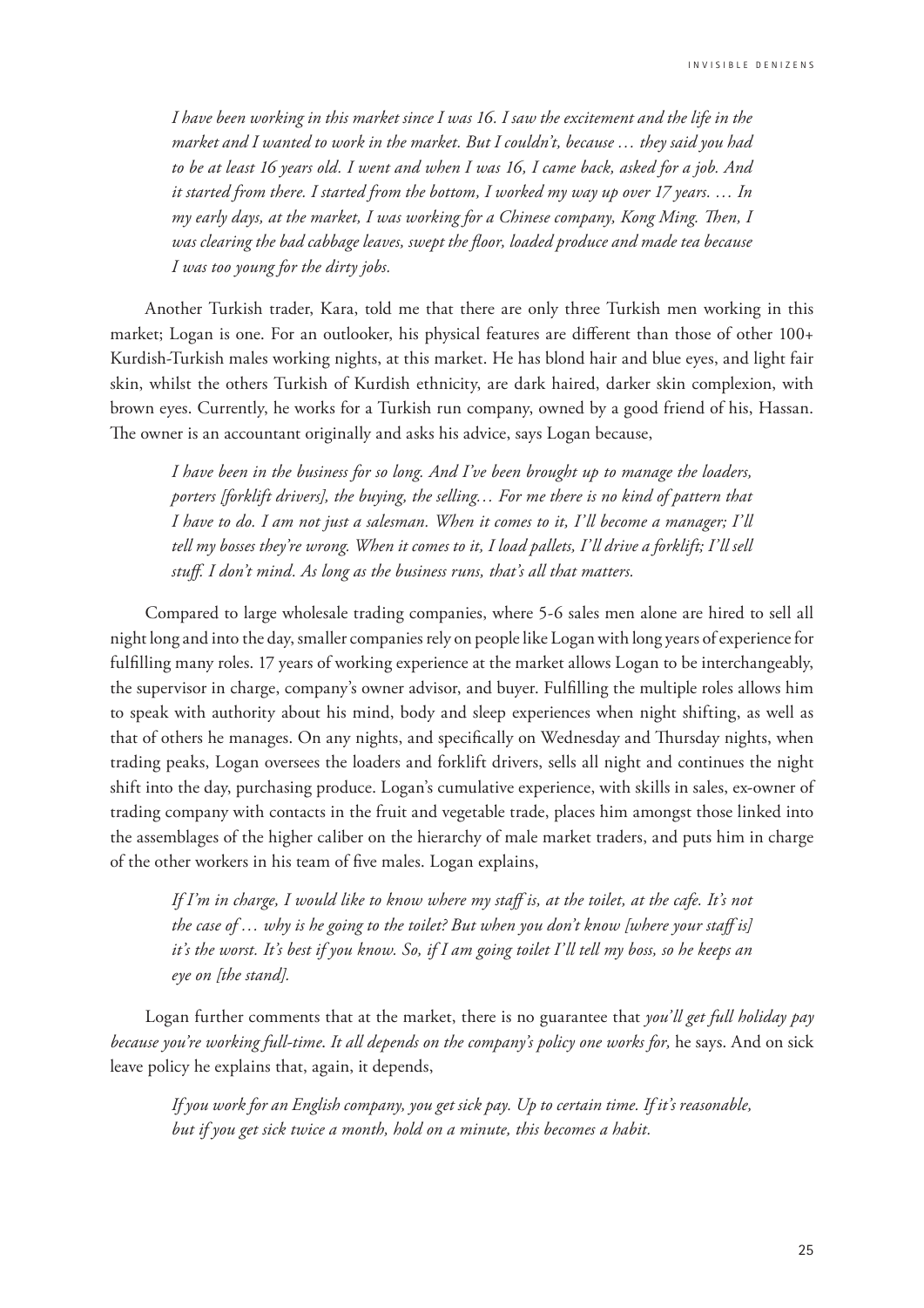*I have been working in this market since I was 16. I saw the excitement and the life in the market and I wanted to work in the market. But I couldn't, because … they said you had to be at least 16 years old. I went and when I was 16, I came back, asked for a job. And it started from there. I started from the bottom, I worked my way up over 17 years. … In my early days, at the market, I was working for a Chinese company, Kong Ming. Then, I was clearing the bad cabbage leaves, swept the floor, loaded produce and made tea because I was too young for the dirty jobs.*

Another Turkish trader, Kara, told me that there are only three Turkish men working in this market; Logan is one. For an outlooker, his physical features are different than those of other 100+ Kurdish-Turkish males working nights, at this market. He has blond hair and blue eyes, and light fair skin, whilst the others Turkish of Kurdish ethnicity, are dark haired, darker skin complexion, with brown eyes. Currently, he works for a Turkish run company, owned by a good friend of his, Hassan. The owner is an accountant originally and asks his advice, says Logan because,

*I have been in the business for so long. And I've been brought up to manage the loaders, porters [forklift drivers], the buying, the selling… For me there is no kind of pattern that I have to do. I am not just a salesman. When it comes to it, I'll become a manager; I'll tell my bosses they're wrong. When it comes to it, I load pallets, I'll drive a forklift; I'll sell stuff. I don't mind. As long as the business runs, that's all that matters.*

Compared to large wholesale trading companies, where 5-6 sales men alone are hired to sell all night long and into the day, smaller companies rely on people like Logan with long years of experience for fulfilling many roles. 17 years of working experience at the market allows Logan to be interchangeably, the supervisor in charge, company's owner advisor, and buyer. Fulfilling the multiple roles allows him to speak with authority about his mind, body and sleep experiences when night shifting, as well as that of others he manages. On any nights, and specifically on Wednesday and Thursday nights, when trading peaks, Logan oversees the loaders and forklift drivers, sells all night and continues the night shift into the day, purchasing produce. Logan's cumulative experience, with skills in sales, ex-owner of trading company with contacts in the fruit and vegetable trade, places him amongst those linked into the assemblages of the higher caliber on the hierarchy of male market traders, and puts him in charge of the other workers in his team of five males. Logan explains,

*If I'm in charge, I would like to know where my staff is, at the toilet, at the cafe. It's not the case of … why is he going to the toilet? But when you don't know [where your staff is] it's the worst. It's best if you know. So, if I am going toilet I'll tell my boss, so he keeps an eye on [the stand].*

Logan further comments that at the market, there is no guarantee that *you'll get full holiday pay because you're working full-time. It all depends on the company's policy one works for,* he says. And on sick leave policy he explains that, again, it depends,

*If you work for an English company, you get sick pay. Up to certain time. If it's reasonable, but if you get sick twice a month, hold on a minute, this becomes a habit.*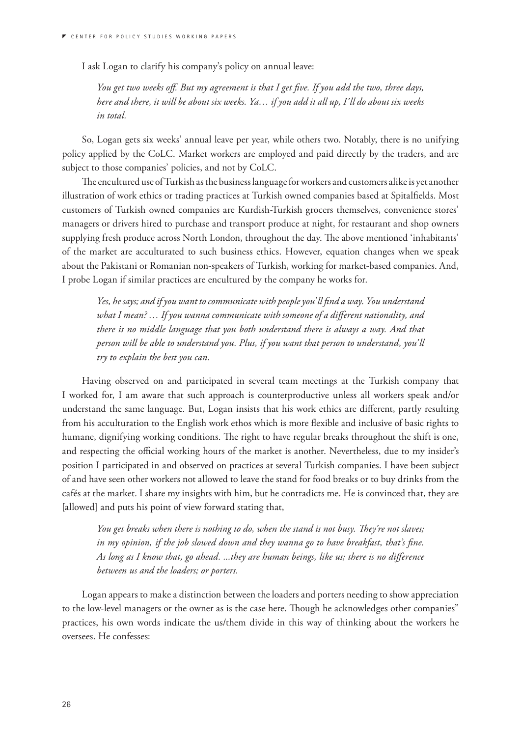I ask Logan to clarify his company's policy on annual leave:

> *You get two weeks off. But my agreement is that I get five. If you add the two, three days, here and there, it will be about six weeks. Ya… if you add it all up, I'll do about six weeks in total.*

So, Logan gets six weeks' annual leave per year, while others two. Notably, there is no unifying policy applied by the CoLC. Market workers are employed and paid directly by the traders, and are subject to those companies' policies, and not by CoLC.

The encultured use of Turkish as the business language for workers and customers alike is yet another illustration of work ethics or trading practices at Turkish owned companies based at Spitalfields. Most customers of Turkish owned companies are Kurdish-Turkish grocers themselves, convenience stores' managers or drivers hired to purchase and transport produce at night, for restaurant and shop owners supplying fresh produce across North London, throughout the day. The above mentioned 'inhabitants' of the market are acculturated to such business ethics. However, equation changes when we speak about the Pakistani or Romanian non-speakers of Turkish, working for market-based companies. And, I probe Logan if similar practices are encultured by the company he works for.

> *Yes, he says; and if you want to communicate with people you'll find a way. You understand what I mean? … If you wanna communicate with someone of a different nationality, and there is no middle language that you both understand there is always a way. And that person will be able to understand you. Plus, if you want that person to understand, you'll try to explain the best you can.*

Having observed on and participated in several team meetings at the Turkish company that I worked for, I am aware that such approach is counterproductive unless all workers speak and/or understand the same language. But, Logan insists that his work ethics are different, partly resulting from his acculturation to the English work ethos which is more flexible and inclusive of basic rights to humane, dignifying working conditions. The right to have regular breaks throughout the shift is one, and respecting the official working hours of the market is another. Nevertheless, due to my insider's position I participated in and observed on practices at several Turkish companies. I have been subject of and have seen other workers not allowed to leave the stand for food breaks or to buy drinks from the cafés at the market. I share my insights with him, but he contradicts me. He is convinced that, they are [allowed] and puts his point of view forward stating that,

> *You get breaks when there is nothing to do, when the stand is not busy. They're not slaves; in my opinion, if the job slowed down and they wanna go to have breakfast, that's fine. As long as I know that, go ahead. ...they are human beings, like us; there is no difference between us and the loaders; or porters.*

Logan appears to make a distinction between the loaders and porters needing to show appreciation to the low-level managers or the owner as is the case here. Though he acknowledges other companies" practices, his own words indicate the us/them divide in this way of thinking about the workers he oversees. He confesses: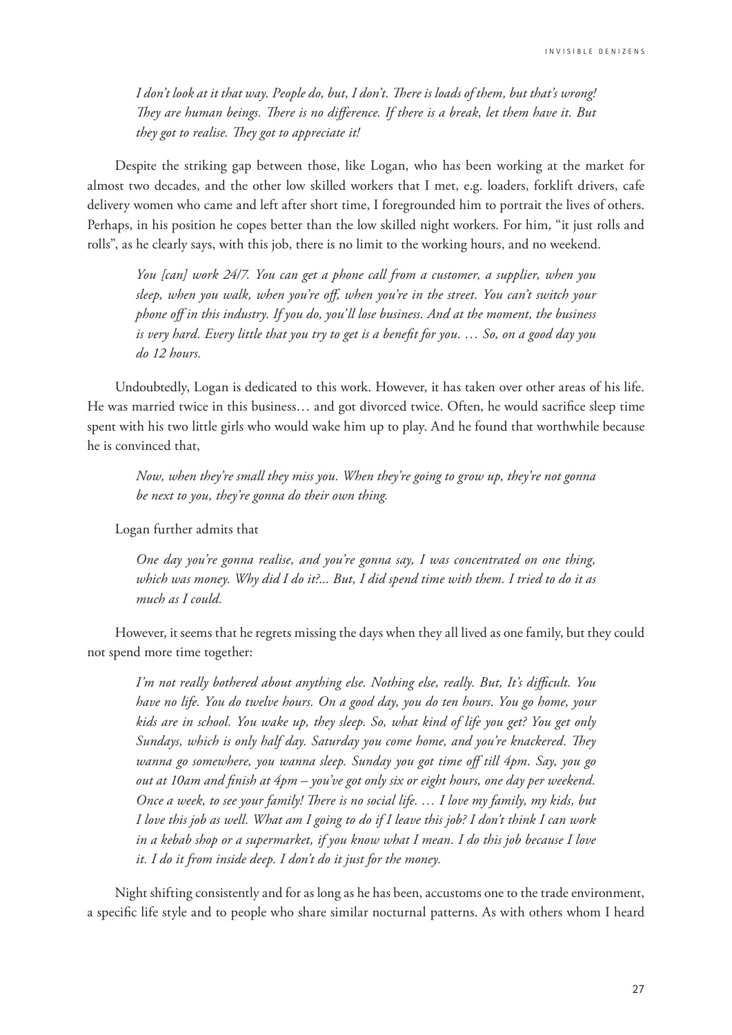*I don't look at it that way. People do, but, I don't. There is loads of them, but that's wrong! They are human beings. There is no difference. If there is a break, let them have it. But they got to realise. They got to appreciate it!*

Despite the striking gap between those, like Logan, who has been working at the market for almost two decades, and the other low skilled workers that I met, e.g. loaders, forklift drivers, cafe delivery women who came and left after short time, I foregrounded him to portrait the lives of others. Perhaps, in his position he copes better than the low skilled night workers. For him, "it just rolls and rolls", as he clearly says, with this job, there is no limit to the working hours, and no weekend.

*You [can] work 24/7. You can get a phone call from a customer, a supplier, when you sleep, when you walk, when you're off, when you're in the street. You can't switch your phone off in this industry. If you do, you'll lose business. And at the moment, the business is very hard. Every little that you try to get is a benefit for you. … So, on a good day you do 12 hours.*

Undoubtedly, Logan is dedicated to this work. However, it has taken over other areas of his life. He was married twice in this business… and got divorced twice. Often, he would sacrifice sleep time spent with his two little girls who would wake him up to play. And he found that worthwhile because he is convinced that,

*Now, when they're small they miss you. When they're going to grow up, they're not gonna be next to you, they're gonna do their own thing.*

Logan further admits that

*One day you're gonna realise, and you're gonna say, I was concentrated on one thing, which was money. Why did I do it?... But, I did spend time with them. I tried to do it as much as I could.*

However, it seems that he regrets missing the days when they all lived as one family, but they could not spend more time together:

*I'm not really bothered about anything else. Nothing else, really. But, It's difficult. You have no life. You do twelve hours. On a good day, you do ten hours. You go home, your kids are in school. You wake up, they sleep. So, what kind of life you get? You get only Sundays, which is only half day. Saturday you come home, and you're knackered. They wanna go somewhere, you wanna sleep. Sunday you got time off till 4pm. Say, you go out at 10am and finish at 4pm – you've got only six or eight hours, one day per weekend. Once a week, to see your family! There is no social life. … I love my family, my kids, but I love this job as well. What am I going to do if I leave this job? I don't think I can work in a kebab shop or a supermarket, if you know what I mean. I do this job because I love it. I do it from inside deep. I don't do it just for the money.*

Night shifting consistently and for as long as he has been, accustoms one to the trade environment, a specific life style and to people who share similar nocturnal patterns. As with others whom I heard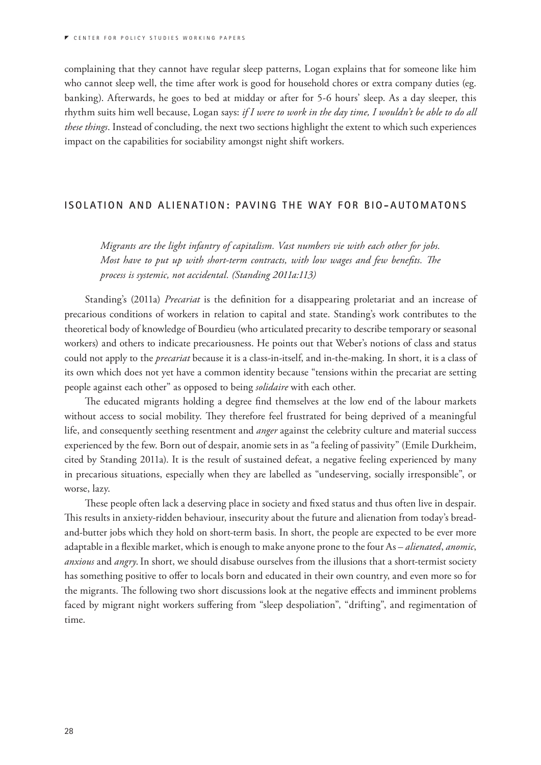complaining that they cannot have regular sleep patterns, Logan explains that for someone like him who cannot sleep well, the time after work is good for household chores or extra company duties (eg. banking). Afterwards, he goes to bed at midday or after for 5-6 hours' sleep. As a day sleeper, this rhythm suits him well because, Logan says: *if I were to work in the day time, I wouldn't be able to do all these things*. Instead of concluding, the next two sections highlight the extent to which such experiences impact on the capabilities for sociability amongst night shift workers.

## ISOLATION AND ALIENATION: PAVING THE WAY FOR BIO-AUTOMATONS

> *Migrants are the light infantry of capitalism. Vast numbers vie with each other for jobs. Most have to put up with short-term contracts, with low wages and few benefits. The process is systemic, not accidental. (Standing 2011a:113)*

Standing's (2011a) *Precariat* is the definition for a disappearing proletariat and an increase of precarious conditions of workers in relation to capital and state. Standing's work contributes to the theoretical body of knowledge of Bourdieu (who articulated precarity to describe temporary or seasonal workers) and others to indicate precariousness. He points out that Weber's notions of class and status could not apply to the *precariat* because it is a class-in-itself, and in-the-making. In short, it is a class of its own which does not yet have a common identity because "tensions within the precariat are setting people against each other" as opposed to being *solidaire* with each other.

The educated migrants holding a degree find themselves at the low end of the labour markets without access to social mobility. They therefore feel frustrated for being deprived of a meaningful life, and consequently seething resentment and *anger* against the celebrity culture and material success experienced by the few. Born out of despair, anomie sets in as "a feeling of passivity" (Emile Durkheim, cited by Standing 2011a). It is the result of sustained defeat, a negative feeling experienced by many in precarious situations, especially when they are labelled as "undeserving, socially irresponsible", or worse, lazy.

These people often lack a deserving place in society and fixed status and thus often live in despair. This results in anxiety-ridden behaviour, insecurity about the future and alienation from today's bread-and-butter jobs which they hold on short-term basis. In short, the people are expected to be ever more adaptable in a flexible market, which is enough to make anyone prone to the four As – *alienated*, *anomic*, *anxious* and *angry*. In short, we should disabuse ourselves from the illusions that a short-termist society has something positive to offer to locals born and educated in their own country, and even more so for the migrants. The following two short discussions look at the negative effects and imminent problems faced by migrant night workers suffering from "sleep despoliation", "drifting", and regimentation of time.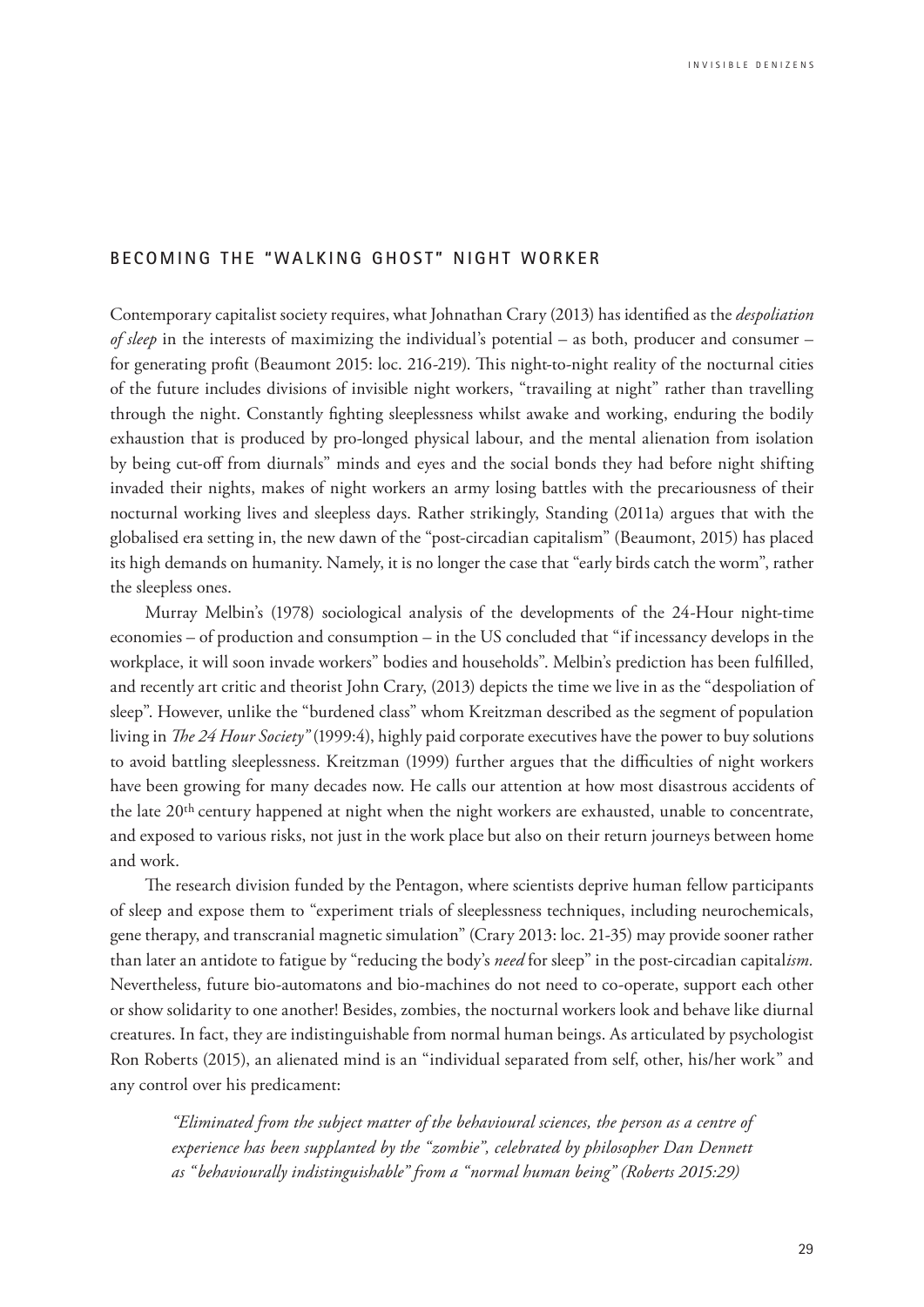## BECOMING THE "WALKING GHOST" NIGHT WORKER

Contemporary capitalist society requires, what Johnathan Crary (2013) has identified as the *despoliation of sleep* in the interests of maximizing the individual's potential – as both, producer and consumer – for generating profit (Beaumont 2015: loc. 216-219). This night-to-night reality of the nocturnal cities of the future includes divisions of invisible night workers, "travailing at night" rather than travelling through the night. Constantly fighting sleeplessness whilst awake and working, enduring the bodily exhaustion that is produced by pro-longed physical labour, and the mental alienation from isolation by being cut-off from diurnals" minds and eyes and the social bonds they had before night shifting invaded their nights, makes of night workers an army losing battles with the precariousness of their nocturnal working lives and sleepless days. Rather strikingly, Standing (2011a) argues that with the globalised era setting in, the new dawn of the "post-circadian capitalism" (Beaumont, 2015) has placed its high demands on humanity. Namely, it is no longer the case that "early birds catch the worm", rather the sleepless ones.

Murray Melbin's (1978) sociological analysis of the developments of the 24-Hour night-time economies – of production and consumption – in the US concluded that "if incessancy develops in the workplace, it will soon invade workers" bodies and households". Melbin's prediction has been fulfilled, and recently art critic and theorist John Crary, (2013) depicts the time we live in as the "despoliation of sleep". However, unlike the "burdened class" whom Kreitzman described as the segment of population living in *The 24 Hour Society"* (1999:4), highly paid corporate executives have the power to buy solutions to avoid battling sleeplessness. Kreitzman (1999) further argues that the difficulties of night workers have been growing for many decades now. He calls our attention at how most disastrous accidents of the late 20th century happened at night when the night workers are exhausted, unable to concentrate, and exposed to various risks, not just in the work place but also on their return journeys between home and work.

The research division funded by the Pentagon, where scientists deprive human fellow participants of sleep and expose them to "experiment trials of sleeplessness techniques, including neurochemicals, gene therapy, and transcranial magnetic simulation" (Crary 2013: loc. 21-35) may provide sooner rather than later an antidote to fatigue by "reducing the body's *need* for sleep" in the post-circadian capital*ism.* Nevertheless, future bio-automatons and bio-machines do not need to co-operate, support each other or show solidarity to one another! Besides, zombies, the nocturnal workers look and behave like diurnal creatures. In fact, they are indistinguishable from normal human beings. As articulated by psychologist Ron Roberts (2015), an alienated mind is an "individual separated from self, other, his/her work" and any control over his predicament:

> *"Eliminated from the subject matter of the behavioural sciences, the person as a centre of experience has been supplanted by the "zombie", celebrated by philosopher Dan Dennett as "behaviourally indistinguishable" from a "normal human being" (Roberts 2015:29)*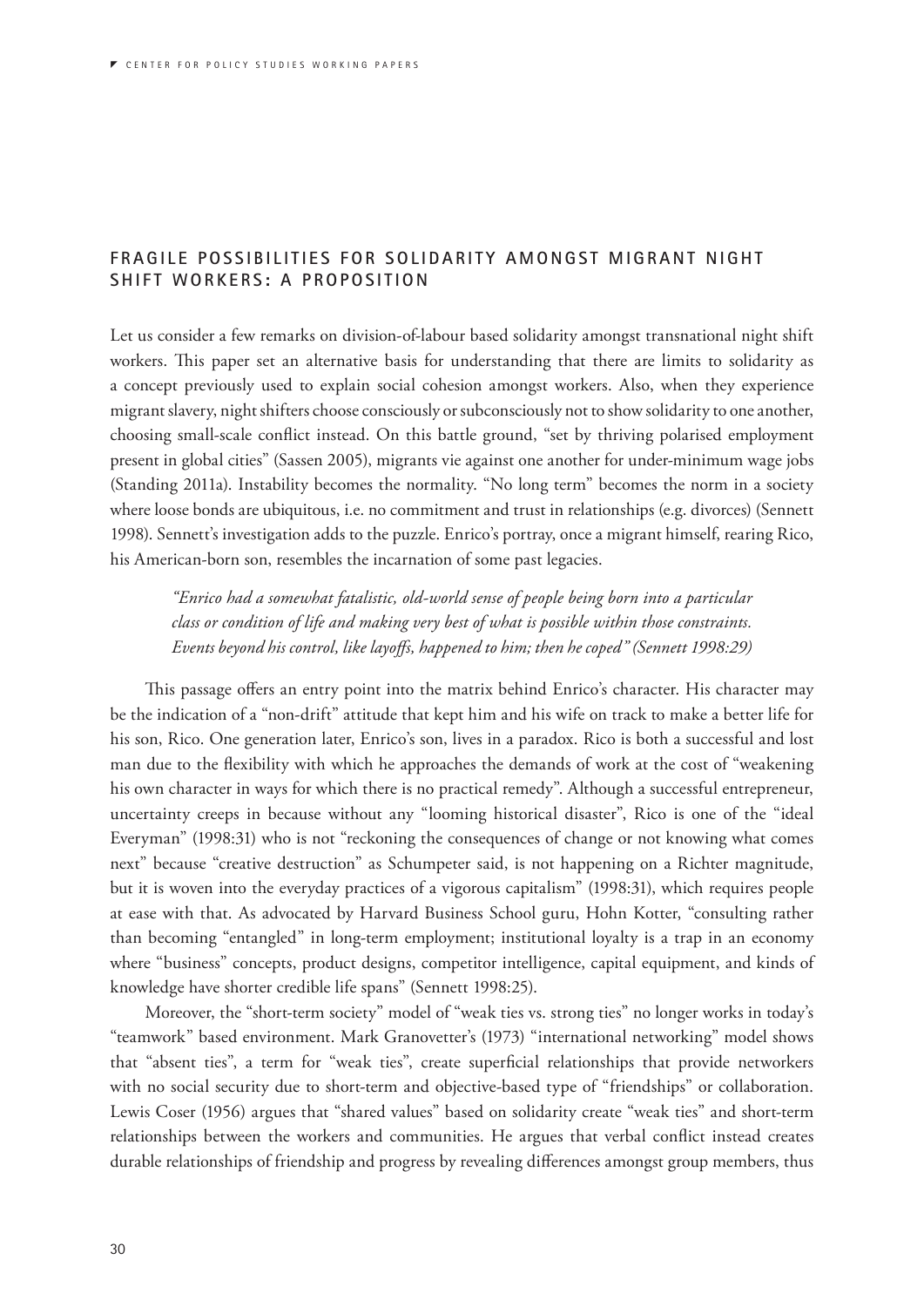## FRAGILE POSSIBILITIES FOR SOLIDARITY AMONGST MIGRANT NIGHT SHIFT WORKERS: A PROPOSITION

Let us consider a few remarks on division-of-labour based solidarity amongst transnational night shift workers. This paper set an alternative basis for understanding that there are limits to solidarity as a concept previously used to explain social cohesion amongst workers. Also, when they experience migrant slavery, night shifters choose consciously or subconsciously not to show solidarity to one another, choosing small-scale conflict instead. On this battle ground, "set by thriving polarised employment present in global cities" (Sassen 2005), migrants vie against one another for under-minimum wage jobs (Standing 2011a). Instability becomes the normality. "No long term" becomes the norm in a society where loose bonds are ubiquitous, i.e. no commitment and trust in relationships (e.g. divorces) (Sennett 1998). Sennett's investigation adds to the puzzle. Enrico's portray, once a migrant himself, rearing Rico, his American-born son, resembles the incarnation of some past legacies.

> *"Enrico had a somewhat fatalistic, old-world sense of people being born into a particular class or condition of life and making very best of what is possible within those constraints. Events beyond his control, like layoffs, happened to him; then he coped" (Sennett 1998:29)*

This passage offers an entry point into the matrix behind Enrico's character. His character may be the indication of a "non-drift" attitude that kept him and his wife on track to make a better life for his son, Rico. One generation later, Enrico's son, lives in a paradox. Rico is both a successful and lost man due to the flexibility with which he approaches the demands of work at the cost of "weakening his own character in ways for which there is no practical remedy". Although a successful entrepreneur, uncertainty creeps in because without any "looming historical disaster", Rico is one of the "ideal Everyman" (1998:31) who is not "reckoning the consequences of change or not knowing what comes next" because "creative destruction" as Schumpeter said, is not happening on a Richter magnitude, but it is woven into the everyday practices of a vigorous capitalism" (1998:31), which requires people at ease with that. As advocated by Harvard Business School guru, Hohn Kotter, "consulting rather than becoming "entangled" in long-term employment; institutional loyalty is a trap in an economy where "business" concepts, product designs, competitor intelligence, capital equipment, and kinds of knowledge have shorter credible life spans" (Sennett 1998:25).

Moreover, the "short-term society" model of "weak ties vs. strong ties" no longer works in today's "teamwork" based environment. Mark Granovetter's (1973) "international networking" model shows that "absent ties", a term for "weak ties", create superficial relationships that provide networkers with no social security due to short-term and objective-based type of "friendships" or collaboration. Lewis Coser (1956) argues that "shared values" based on solidarity create "weak ties" and short-term relationships between the workers and communities. He argues that verbal conflict instead creates durable relationships of friendship and progress by revealing differences amongst group members, thus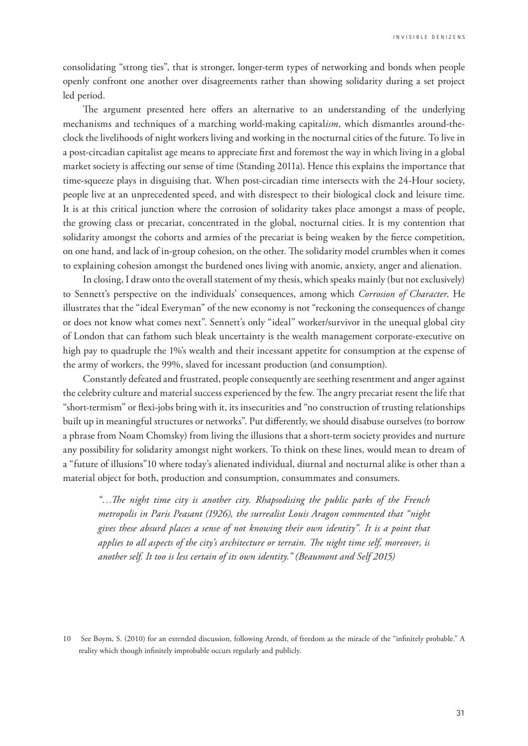consolidating "strong ties", that is stronger, longer-term types of networking and bonds when people openly confront one another over disagreements rather than showing solidarity during a set project led period.

The argument presented here offers an alternative to an understanding of the underlying mechanisms and techniques of a marching world-making capital*ism*, which dismantles around-the-clock the livelihoods of night workers living and working in the nocturnal cities of the future. To live in a post-circadian capitalist age means to appreciate first and foremost the way in which living in a global market society is affecting our sense of time (Standing 2011a). Hence this explains the importance that time-squeeze plays in disguising that. When post-circadian time intersects with the 24-Hour society, people live at an unprecedented speed, and with disrespect to their biological clock and leisure time. It is at this critical junction where the corrosion of solidarity takes place amongst a mass of people, the growing class or precariat, concentrated in the global, nocturnal cities. It is my contention that solidarity amongst the cohorts and armies of the precariat is being weaken by the fierce competition, on one hand, and lack of in-group cohesion, on the other. The solidarity model crumbles when it comes to explaining cohesion amongst the burdened ones living with anomie, anxiety, anger and alienation.

In closing, I draw onto the overall statement of my thesis, which speaks mainly (but not exclusively) to Sennett's perspective on the individuals' consequences, among which *Corrosion of Character*. He illustrates that the "ideal Everyman" of the new economy is not "reckoning the consequences of change or does not know what comes next". Sennett's only "ideal" worker/survivor in the unequal global city of London that can fathom such bleak uncertainty is the wealth management corporate-executive on high pay to quadruple the 1%'s wealth and their incessant appetite for consumption at the expense of the army of workers, the 99%, slaved for incessant production (and consumption).

Constantly defeated and frustrated, people consequently are seething resentment and anger against the celebrity culture and material success experienced by the few. The angry precariat resent the life that "short-termism" or flexi-jobs bring with it, its insecurities and "no construction of trusting relationships built up in meaningful structures or networks". Put differently, we should disabuse ourselves (to borrow a phrase from Noam Chomsky) from living the illusions that a short-term society provides and nurture any possibility for solidarity amongst night workers. To think on these lines, would mean to dream of a "future of illusions"[10] where today's alienated individual, diurnal and nocturnal alike is other than a material object for both, production and consumption, consummates and consumers.

> *"…The night time city is another city. Rhapsodising the public parks of the French metropolis in Paris Peasant (1926), the surrealist Louis Aragon commented that "night gives these absurd places a sense of not knowing their own identity". It is a point that applies to all aspects of the city's architecture or terrain. The night time self, moreover, is another self. It too is less certain of its own identity." (Beaumont and Self 2015)*

10 See Boym, S. (2010) for an extended discussion, following Arendt, of freedom as the miracle of the "infinitely probable." A reality which though infinitely improbable occurs regularly and publicly.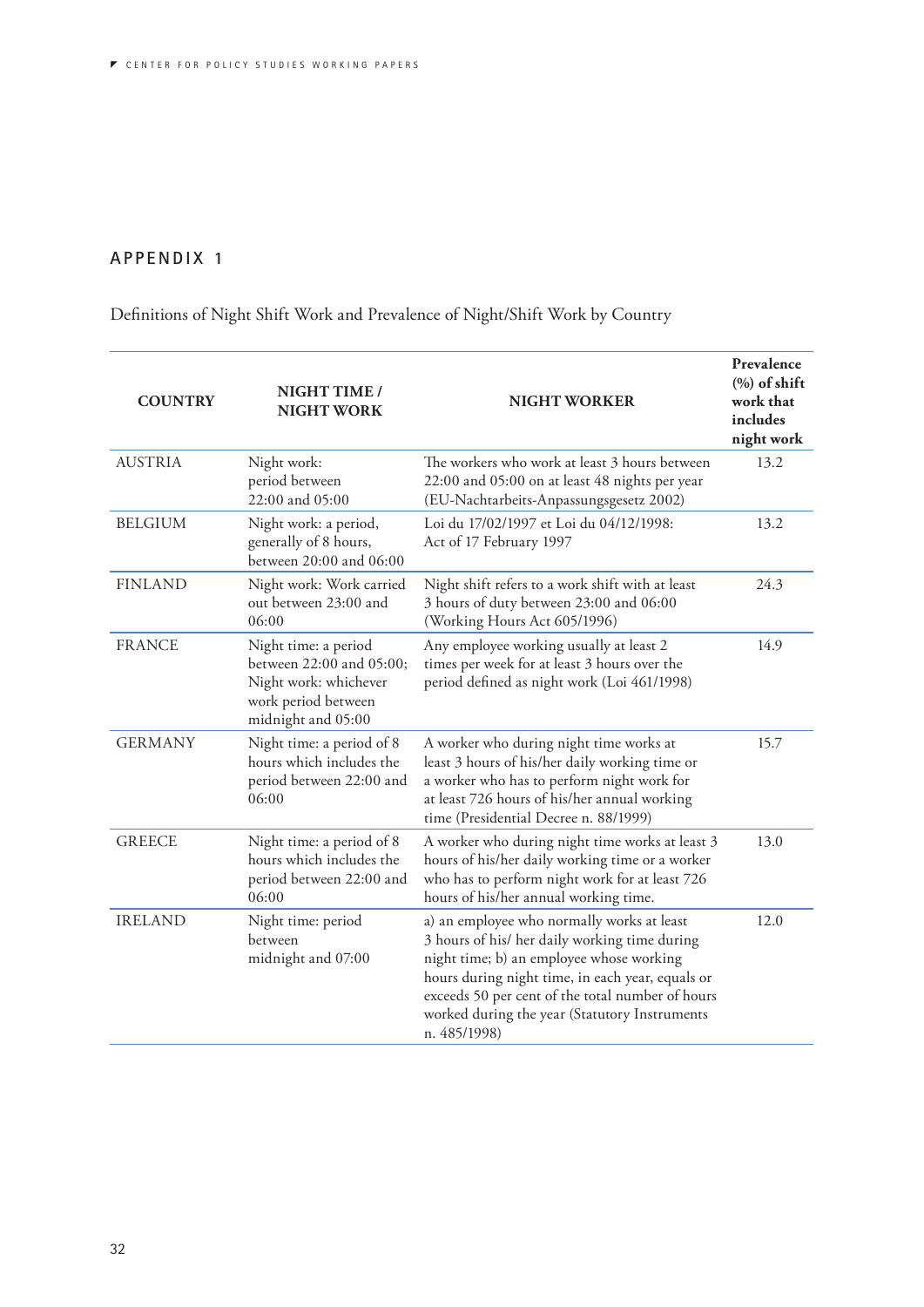## APPENDIX 1

Definitions of Night Shift Work and Prevalence of Night/Shift Work by Country

| COUNTRY | NIGHT TIME / NIGHT WORK | NIGHT WORKER | Prevalence (%) of shift work that includes night work |
|---|---|---|---|
| AUSTRIA | Night work: period between 22:00 and 05:00 | The workers who work at least 3 hours between 22:00 and 05:00 on at least 48 nights per year (EU-Nachtarbeits-Anpassungsgesetz 2002) | 13.2 |
| BELGIUM | Night work: a period, generally of 8 hours, between 20:00 and 06:00 | Loi du 17/02/1997 et Loi du 04/12/1998: Act of 17 February 1997 | 13.2 |
| FINLAND | Night work: Work carried out between 23:00 and 06:00 | Night shift refers to a work shift with at least 3 hours of duty between 23:00 and 06:00 (Working Hours Act 605/1996) | 24.3 |
| FRANCE | Night time: a period between 22:00 and 05:00; Night work: whichever work period between midnight and 05:00 | Any employee working usually at least 2 times per week for at least 3 hours over the period defined as night work (Loi 461/1998) | 14.9 |
| GERMANY | Night time: a period of 8 hours which includes the period between 22:00 and 06:00 | A worker who during night time works at least 3 hours of his/her daily working time or a worker who has to perform night work for at least 726 hours of his/her annual working time (Presidential Decree n. 88/1999) | 15.7 |
| GREECE | Night time: a period of 8 hours which includes the period between 22:00 and 06:00 | A worker who during night time works at least 3 hours of his/her daily working time or a worker who has to perform night work for at least 726 hours of his/her annual working time. | 13.0 |
| IRELAND | Night time: period between midnight and 07:00 | a) an employee who normally works at least 3 hours of his/ her daily working time during night time; b) an employee whose working hours during night time, in each year, equals or exceeds 50 per cent of the total number of hours worked during the year (Statutory Instruments n. 485/1998) | 12.0 |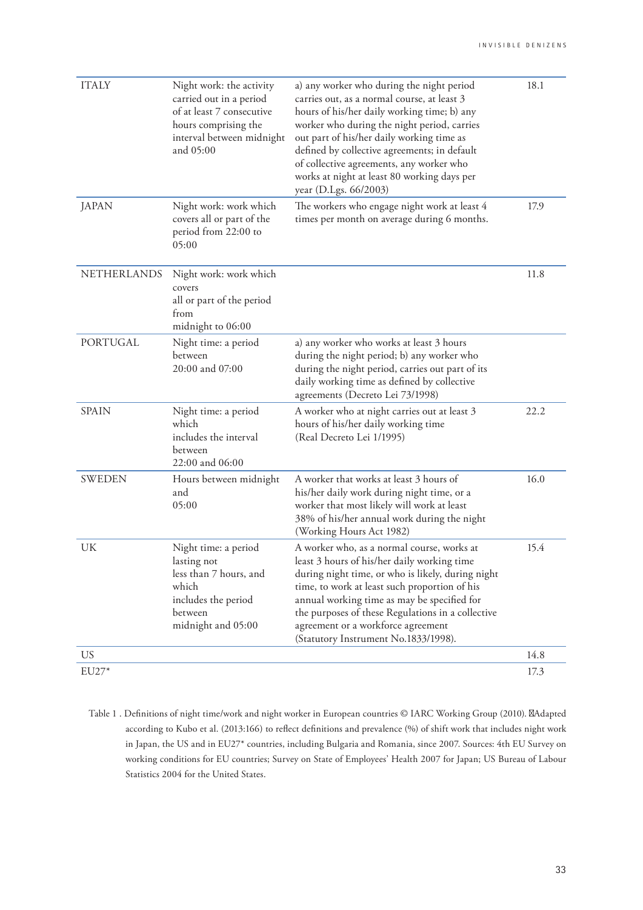| ITALY | Night work: the activity carried out in a period of at least 7 consecutive hours comprising the interval between midnight and 05:00 | a) any worker who during the night period carries out, as a normal course, at least 3 hours of his/her daily working time; b) any worker who during the night period, carries out part of his/her daily working time as defined by collective agreements; in default of collective agreements, any worker who works at night at least 80 working days per year (D.Lgs. 66/2003) | 18.1 |
|---|---|---|---|
| JAPAN | Night work: work which covers all or part of the period from 22:00 to 05:00 | The workers who engage night work at least 4 times per month on average during 6 months. | 17.9 |
| NETHERLANDS | Night work: work which covers all or part of the period from midnight to 06:00 | | 11.8 |
| PORTUGAL | Night time: a period between 20:00 and 07:00 | a) any worker who works at least 3 hours during the night period; b) any worker who during the night period, carries out part of its daily working time as defined by collective agreements (Decreto Lei 73/1998) | |
| SPAIN | Night time: a period which includes the interval between 22:00 and 06:00 | A worker who at night carries out at least 3 hours of his/her daily working time (Real Decreto Lei 1/1995) | 22.2 |
| SWEDEN | Hours between midnight and 05:00 | A worker that works at least 3 hours of his/her daily work during night time, or a worker that most likely will work at least 38% of his/her annual work during the night (Working Hours Act 1982) | 16.0 |
| UK | Night time: a period lasting not less than 7 hours, and which includes the period between midnight and 05:00 | A worker who, as a normal course, works at least 3 hours of his/her daily working time during night time, or who is likely, during night time, to work at least such proportion of his annual working time as may be specified for the purposes of these Regulations in a collective agreement or a workforce agreement (Statutory Instrument No.1833/1998). | 15.4 |
| US | | | 14.8 |
| EU27* | | | 17.3 |

Table 1 . Definitions of night time/work and night worker in European countries © IARC Working Group (2010). Adapted according to Kubo et al. (2013:166) to reflect definitions and prevalence (%) of shift work that includes night work in Japan, the US and in EU27* countries, including Bulgaria and Romania, since 2007. Sources: 4th EU Survey on working conditions for EU countries; Survey on State of Employees' Health 2007 for Japan; US Bureau of Labour Statistics 2004 for the United States.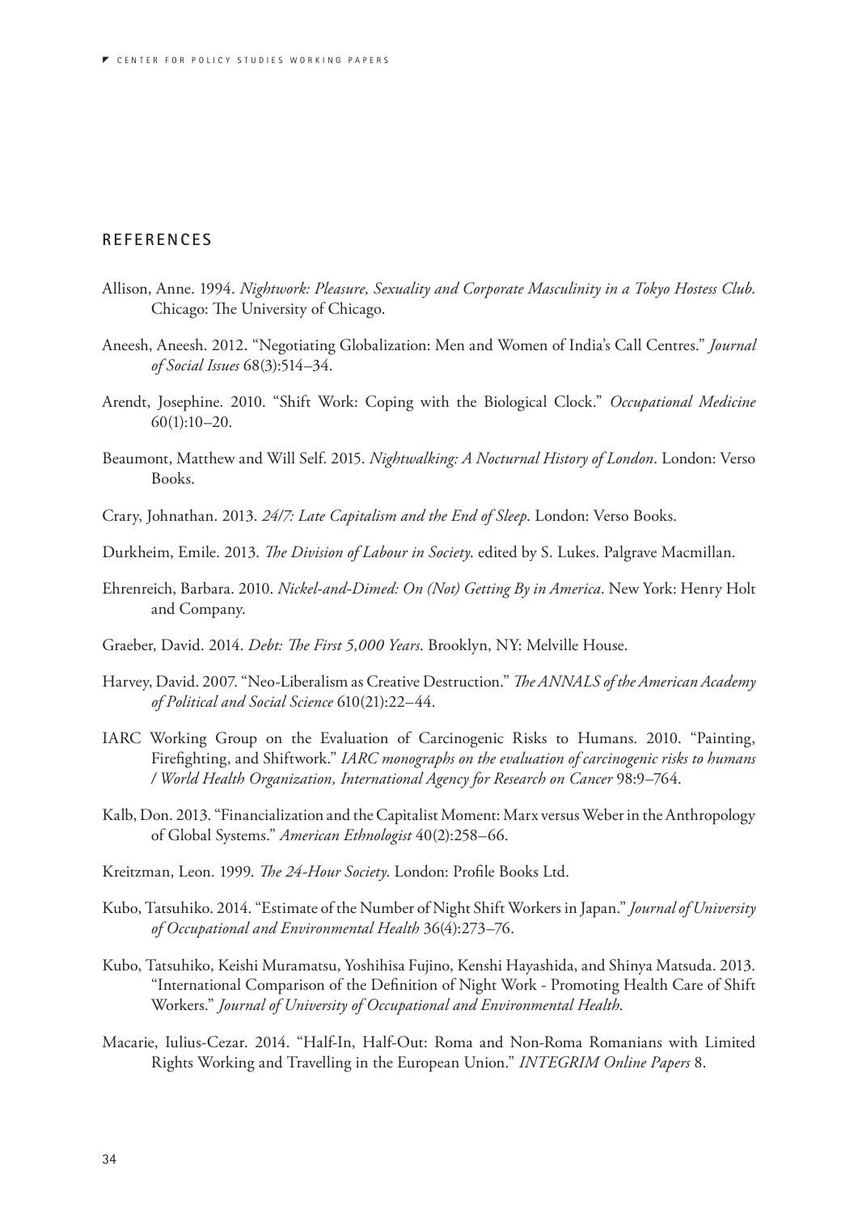## REFERENCES

Allison, Anne. 1994. *Nightwork: Pleasure, Sexuality and Corporate Masculinity in a Tokyo Hostess Club*. Chicago: The University of Chicago.

Aneesh, Aneesh. 2012. "Negotiating Globalization: Men and Women of India's Call Centres." *Journal of Social Issues* 68(3):514–34.

Arendt, Josephine. 2010. "Shift Work: Coping with the Biological Clock." *Occupational Medicine* 60(1):10–20.

Beaumont, Matthew and Will Self. 2015. *Nightwalking: A Nocturnal History of London*. London: Verso Books.

Crary, Johnathan. 2013. *24/7: Late Capitalism and the End of Sleep*. London: Verso Books.

Durkheim, Emile. 2013. *The Division of Labour in Society*. edited by S. Lukes. Palgrave Macmillan.

Ehrenreich, Barbara. 2010. *Nickel-and-Dimed: On (Not) Getting By in America*. New York: Henry Holt and Company.

Graeber, David. 2014. *Debt: The First 5,000 Years*. Brooklyn, NY: Melville House.

Harvey, David. 2007. "Neo-Liberalism as Creative Destruction." *The ANNALS of the American Academy of Political and Social Science* 610(21):22–44.

IARC Working Group on the Evaluation of Carcinogenic Risks to Humans. 2010. "Painting, Firefighting, and Shiftwork." *IARC monographs on the evaluation of carcinogenic risks to humans / World Health Organization, International Agency for Research on Cancer* 98:9–764.

Kalb, Don. 2013. "Financialization and the Capitalist Moment: Marx versus Weber in the Anthropology of Global Systems." *American Ethnologist* 40(2):258–66.

Kreitzman, Leon. 1999. *The 24-Hour Society*. London: Profile Books Ltd.

Kubo, Tatsuhiko. 2014. "Estimate of the Number of Night Shift Workers in Japan." *Journal of University of Occupational and Environmental Health* 36(4):273–76.

Kubo, Tatsuhiko, Keishi Muramatsu, Yoshihisa Fujino, Kenshi Hayashida, and Shinya Matsuda. 2013. "International Comparison of the Definition of Night Work - Promoting Health Care of Shift Workers." *Journal of University of Occupational and Environmental Health*.

Macarie, Iulius-Cezar. 2014. "Half-In, Half-Out: Roma and Non-Roma Romanians with Limited Rights Working and Travelling in the European Union." *INTEGRIM Online Papers* 8.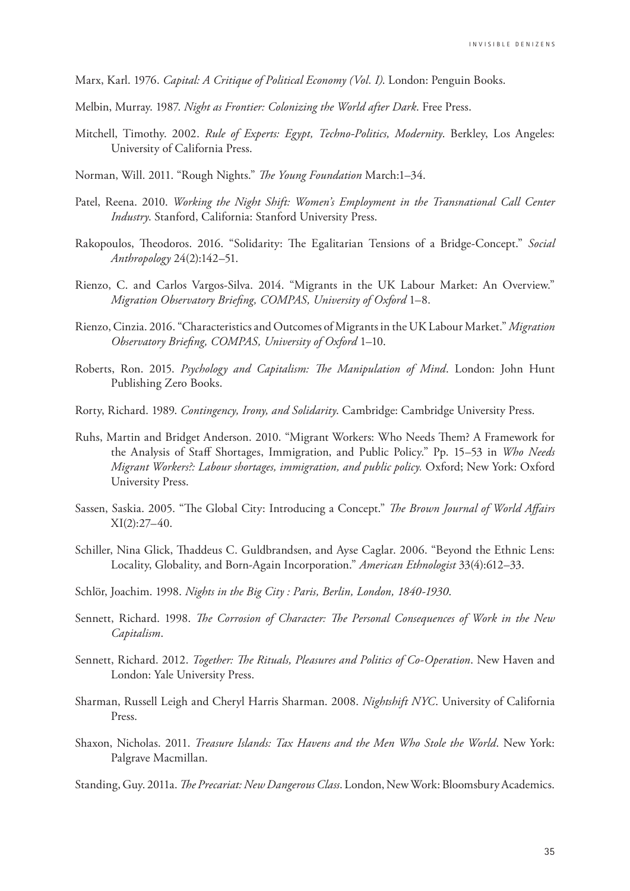Marx, Karl. 1976. *Capital: A Critique of Political Economy (Vol. I)*. London: Penguin Books.

Melbin, Murray. 1987. *Night as Frontier: Colonizing the World after Dark*. Free Press.

Mitchell, Timothy. 2002. *Rule of Experts: Egypt, Techno-Politics, Modernity*. Berkley, Los Angeles: University of California Press.

Norman, Will. 2011. "Rough Nights." *The Young Foundation* March:1–34.

Patel, Reena. 2010. *Working the Night Shift: Women's Employment in the Transnational Call Center Industry*. Stanford, California: Stanford University Press.

Rakopoulos, Theodoros. 2016. "Solidarity: The Egalitarian Tensions of a Bridge-Concept." *Social Anthropology* 24(2):142–51.

Rienzo, C. and Carlos Vargos-Silva. 2014. "Migrants in the UK Labour Market: An Overview." *Migration Observatory Briefing, COMPAS, University of Oxford* 1–8.

Rienzo, Cinzia. 2016. "Characteristics and Outcomes of Migrants in the UK Labour Market." *Migration Observatory Briefing, COMPAS, University of Oxford* 1–10.

Roberts, Ron. 2015. *Psychology and Capitalism: The Manipulation of Mind*. London: John Hunt Publishing Zero Books.

Rorty, Richard. 1989. *Contingency, Irony, and Solidarity*. Cambridge: Cambridge University Press.

Ruhs, Martin and Bridget Anderson. 2010. "Migrant Workers: Who Needs Them? A Framework for the Analysis of Staff Shortages, Immigration, and Public Policy." Pp. 15–53 in *Who Needs Migrant Workers?: Labour shortages, immigration, and public policy.* Oxford; New York: Oxford University Press.

Sassen, Saskia. 2005. "The Global City: Introducing a Concept." *The Brown Journal of World Affairs* XI(2):27–40.

Schiller, Nina Glick, Thaddeus C. Guldbrandsen, and Ayse Caglar. 2006. "Beyond the Ethnic Lens: Locality, Globality, and Born-Again Incorporation." *American Ethnologist* 33(4):612–33.

Schlör, Joachim. 1998. *Nights in the Big City : Paris, Berlin, London, 1840-1930*.

Sennett, Richard. 1998. *The Corrosion of Character: The Personal Consequences of Work in the New Capitalism*.

Sennett, Richard. 2012. *Together: The Rituals, Pleasures and Politics of Co-Operation*. New Haven and London: Yale University Press.

Sharman, Russell Leigh and Cheryl Harris Sharman. 2008. *Nightshift NYC*. University of California Press.

Shaxon, Nicholas. 2011. *Treasure Islands: Tax Havens and the Men Who Stole the World*. New York: Palgrave Macmillan.

Standing, Guy. 2011a. *The Precariat: New Dangerous Class*. London, New Work: Bloomsbury Academics.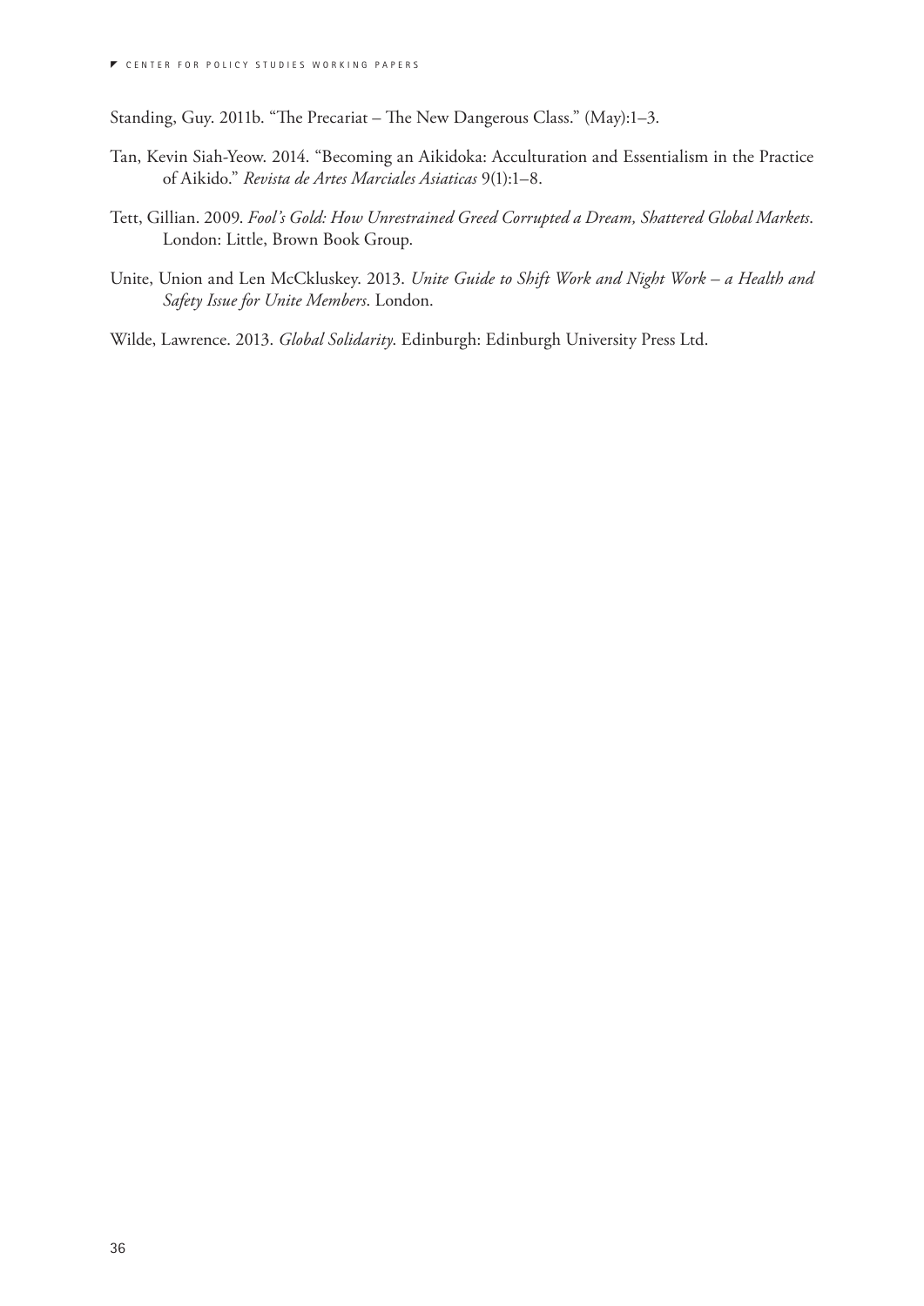Standing, Guy. 2011b. "The Precariat – The New Dangerous Class." (May):1–3.

Tan, Kevin Siah-Yeow. 2014. "Becoming an Aikidoka: Acculturation and Essentialism in the Practice of Aikido." *Revista de Artes Marciales Asiaticas* 9(1):1–8.

Tett, Gillian. 2009. *Fool's Gold: How Unrestrained Greed Corrupted a Dream, Shattered Global Markets*. London: Little, Brown Book Group.

Unite, Union and Len McCkluskey. 2013. *Unite Guide to Shift Work and Night Work – a Health and Safety Issue for Unite Members*. London.

Wilde, Lawrence. 2013. *Global Solidarity*. Edinburgh: Edinburgh University Press Ltd.